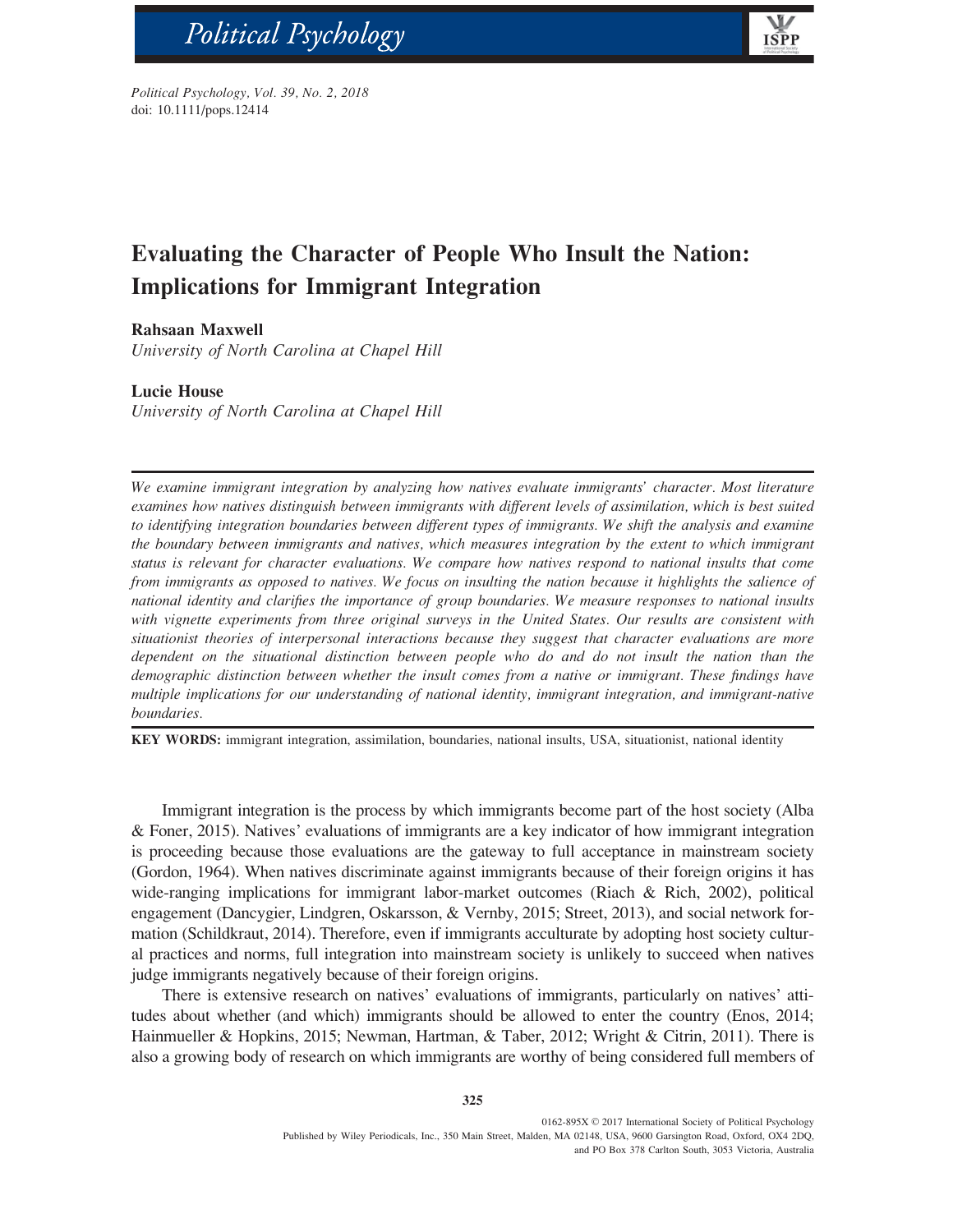# Evaluating the Character of People Who Insult the Nation: Implications for Immigrant Integration

**Rahsaan Maxwell**
*University of North Carolina at Chapel Hill*

**Lucie House**
*University of North Carolina at Chapel Hill*

*We examine immigrant integration by analyzing how natives evaluate immigrants' character. Most literature examines how natives distinguish between immigrants with different levels of assimilation, which is best suited to identifying integration boundaries between different types of immigrants. We shift the analysis and examine the boundary between immigrants and natives, which measures integration by the extent to which immigrant status is relevant for character evaluations. We compare how natives respond to national insults that come from immigrants as opposed to natives. We focus on insulting the nation because it highlights the salience of national identity and clarifies the importance of group boundaries. We measure responses to national insults with vignette experiments from three original surveys in the United States. Our results are consistent with situationist theories of interpersonal interactions because they suggest that character evaluations are more dependent on the situational distinction between people who do and do not insult the nation than the demographic distinction between whether the insult comes from a native or immigrant. These findings have multiple implications for our understanding of national identity, immigrant integration, and immigrant-native boundaries.*

**KEY WORDS:** immigrant integration, assimilation, boundaries, national insults, USA, situationist, national identity

Immigrant integration is the process by which immigrants become part of the host society (Alba & Foner, 2015). Natives' evaluations of immigrants are a key indicator of how immigrant integration is proceeding because those evaluations are the gateway to full acceptance in mainstream society (Gordon, 1964). When natives discriminate against immigrants because of their foreign origins it has wide-ranging implications for immigrant labor-market outcomes (Riach & Rich, 2002), political engagement (Dancygier, Lindgren, Oskarsson, & Vernby, 2015; Street, 2013), and social network formation (Schildkraut, 2014). Therefore, even if immigrants acculturate by adopting host society cultural practices and norms, full integration into mainstream society is unlikely to succeed when natives judge immigrants negatively because of their foreign origins.

There is extensive research on natives' evaluations of immigrants, particularly on natives' attitudes about whether (and which) immigrants should be allowed to enter the country (Enos, 2014; Hainmueller & Hopkins, 2015; Newman, Hartman, & Taber, 2012; Wright & Citrin, 2011). There is also a growing body of research on which immigrants are worthy of being considered full members of

0162-895X © 2017 International Society of Political Psychology
Published by Wiley Periodicals, Inc., 350 Main Street, Malden, MA 02148, USA, 9600 Garsington Road, Oxford, OX4 2DQ, and PO Box 378 Carlton South, 3053 Victoria, Australia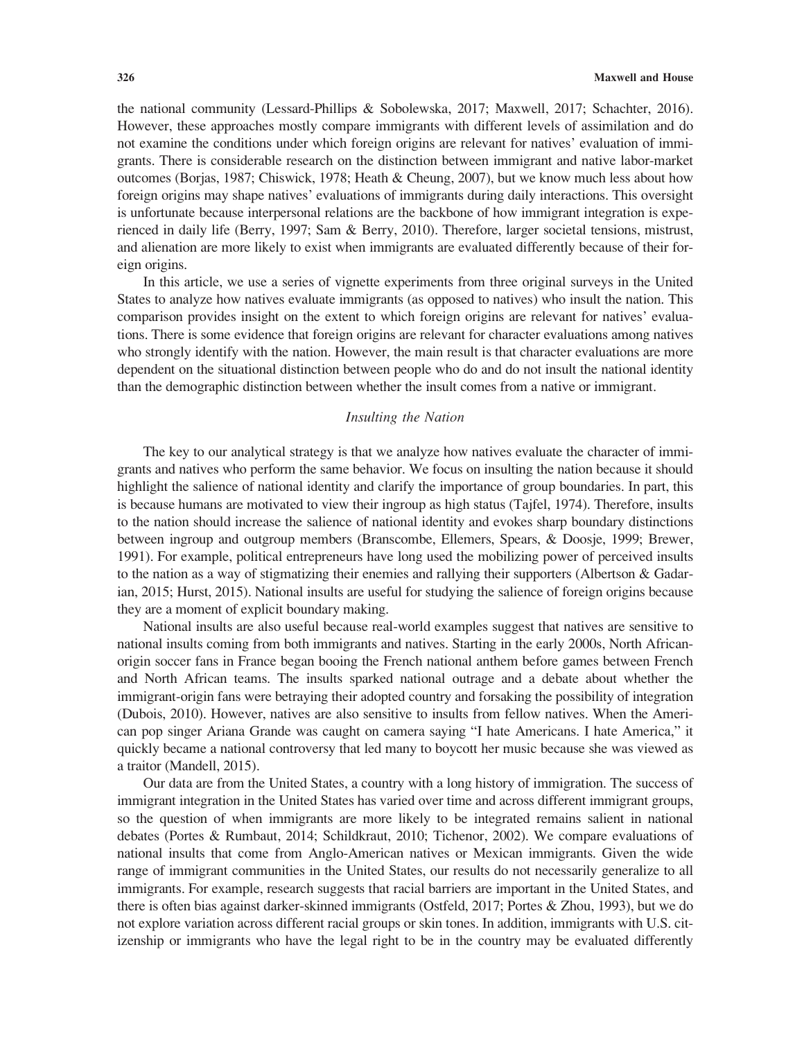the national community (Lessard-Phillips & Sobolewska, 2017; Maxwell, 2017; Schachter, 2016). However, these approaches mostly compare immigrants with different levels of assimilation and do not examine the conditions under which foreign origins are relevant for natives' evaluation of immigrants. There is considerable research on the distinction between immigrant and native labor-market outcomes (Borjas, 1987; Chiswick, 1978; Heath & Cheung, 2007), but we know much less about how foreign origins may shape natives' evaluations of immigrants during daily interactions. This oversight is unfortunate because interpersonal relations are the backbone of how immigrant integration is experienced in daily life (Berry, 1997; Sam & Berry, 2010). Therefore, larger societal tensions, mistrust, and alienation are more likely to exist when immigrants are evaluated differently because of their foreign origins.

In this article, we use a series of vignette experiments from three original surveys in the United States to analyze how natives evaluate immigrants (as opposed to natives) who insult the nation. This comparison provides insight on the extent to which foreign origins are relevant for natives' evaluations. There is some evidence that foreign origins are relevant for character evaluations among natives who strongly identify with the nation. However, the main result is that character evaluations are more dependent on the situational distinction between people who do and do not insult the national identity than the demographic distinction between whether the insult comes from a native or immigrant.

### *Insulting the Nation*

The key to our analytical strategy is that we analyze how natives evaluate the character of immigrants and natives who perform the same behavior. We focus on insulting the nation because it should highlight the salience of national identity and clarify the importance of group boundaries. In part, this is because humans are motivated to view their ingroup as high status (Tajfel, 1974). Therefore, insults to the nation should increase the salience of national identity and evokes sharp boundary distinctions between ingroup and outgroup members (Branscombe, Ellemers, Spears, & Doosje, 1999; Brewer, 1991). For example, political entrepreneurs have long used the mobilizing power of perceived insults to the nation as a way of stigmatizing their enemies and rallying their supporters (Albertson & Gadarian, 2015; Hurst, 2015). National insults are useful for studying the salience of foreign origins because they are a moment of explicit boundary making.

National insults are also useful because real-world examples suggest that natives are sensitive to national insults coming from both immigrants and natives. Starting in the early 2000s, North African-origin soccer fans in France began booing the French national anthem before games between French and North African teams. The insults sparked national outrage and a debate about whether the immigrant-origin fans were betraying their adopted country and forsaking the possibility of integration (Dubois, 2010). However, natives are also sensitive to insults from fellow natives. When the American pop singer Ariana Grande was caught on camera saying "I hate Americans. I hate America," it quickly became a national controversy that led many to boycott her music because she was viewed as a traitor (Mandell, 2015).

Our data are from the United States, a country with a long history of immigration. The success of immigrant integration in the United States has varied over time and across different immigrant groups, so the question of when immigrants are more likely to be integrated remains salient in national debates (Portes & Rumbaut, 2014; Schildkraut, 2010; Tichenor, 2002). We compare evaluations of national insults that come from Anglo-American natives or Mexican immigrants. Given the wide range of immigrant communities in the United States, our results do not necessarily generalize to all immigrants. For example, research suggests that racial barriers are important in the United States, and there is often bias against darker-skinned immigrants (Ostfeld, 2017; Portes & Zhou, 1993), but we do not explore variation across different racial groups or skin tones. In addition, immigrants with U.S. citizenship or immigrants who have the legal right to be in the country may be evaluated differently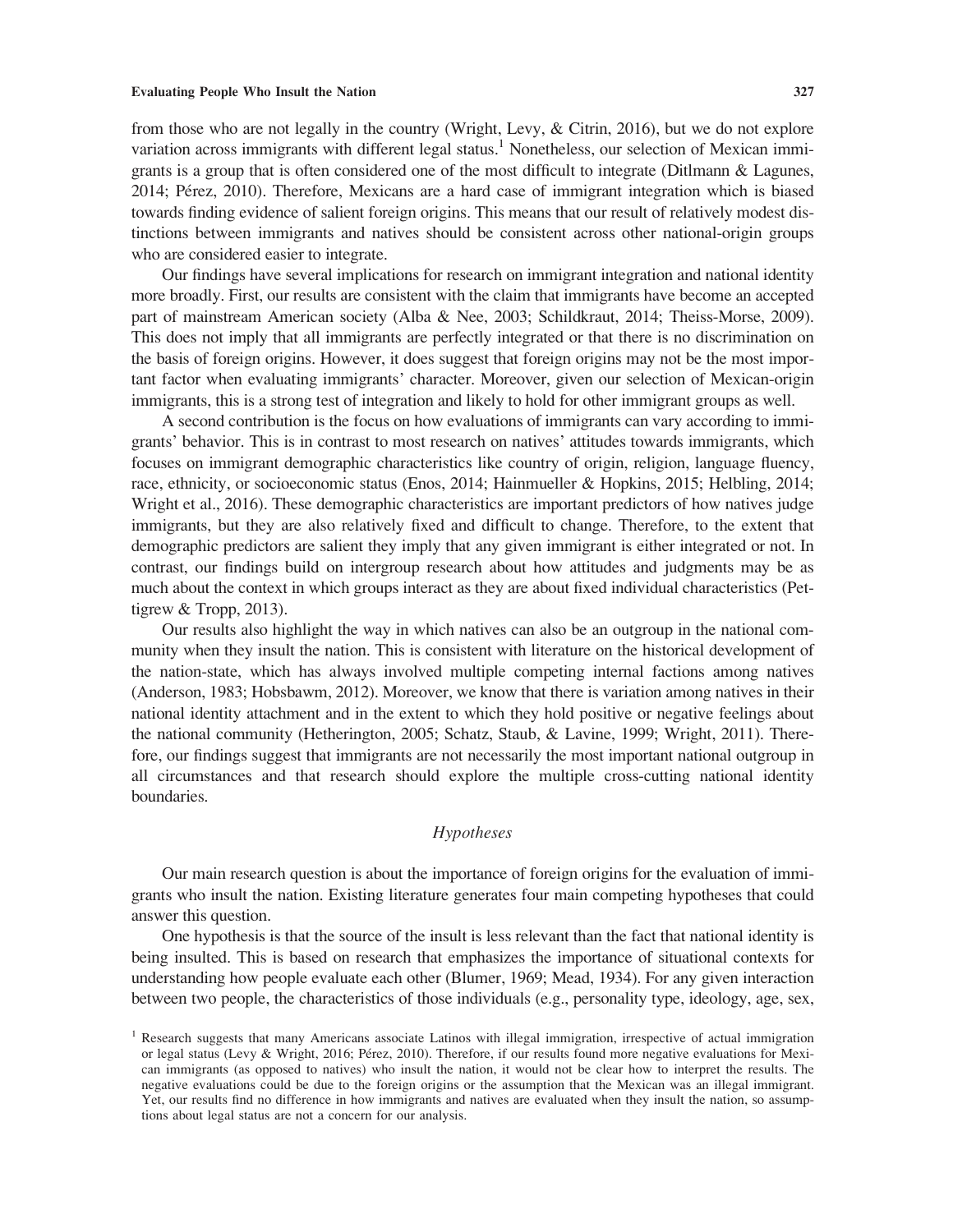from those who are not legally in the country (Wright, Levy, & Citrin, 2016), but we do not explore variation across immigrants with different legal status.[1] Nonetheless, our selection of Mexican immigrants is a group that is often considered one of the most difficult to integrate (Ditlmann & Lagunes, 2014; Pérez, 2010). Therefore, Mexicans are a hard case of immigrant integration which is biased towards finding evidence of salient foreign origins. This means that our result of relatively modest distinctions between immigrants and natives should be consistent across other national-origin groups who are considered easier to integrate.

Our findings have several implications for research on immigrant integration and national identity more broadly. First, our results are consistent with the claim that immigrants have become an accepted part of mainstream American society (Alba & Nee, 2003; Schildkraut, 2014; Theiss-Morse, 2009). This does not imply that all immigrants are perfectly integrated or that there is no discrimination on the basis of foreign origins. However, it does suggest that foreign origins may not be the most important factor when evaluating immigrants' character. Moreover, given our selection of Mexican-origin immigrants, this is a strong test of integration and likely to hold for other immigrant groups as well.

A second contribution is the focus on how evaluations of immigrants can vary according to immigrants' behavior. This is in contrast to most research on natives' attitudes towards immigrants, which focuses on immigrant demographic characteristics like country of origin, religion, language fluency, race, ethnicity, or socioeconomic status (Enos, 2014; Hainmueller & Hopkins, 2015; Helbling, 2014; Wright et al., 2016). These demographic characteristics are important predictors of how natives judge immigrants, but they are also relatively fixed and difficult to change. Therefore, to the extent that demographic predictors are salient they imply that any given immigrant is either integrated or not. In contrast, our findings build on intergroup research about how attitudes and judgments may be as much about the context in which groups interact as they are about fixed individual characteristics (Pettigrew & Tropp, 2013).

Our results also highlight the way in which natives can also be an outgroup in the national community when they insult the nation. This is consistent with literature on the historical development of the nation-state, which has always involved multiple competing internal factions among natives (Anderson, 1983; Hobsbawm, 2012). Moreover, we know that there is variation among natives in their national identity attachment and in the extent to which they hold positive or negative feelings about the national community (Hetherington, 2005; Schatz, Staub, & Lavine, 1999; Wright, 2011). Therefore, our findings suggest that immigrants are not necessarily the most important national outgroup in all circumstances and that research should explore the multiple cross-cutting national identity boundaries.

### *Hypotheses*

Our main research question is about the importance of foreign origins for the evaluation of immigrants who insult the nation. Existing literature generates four main competing hypotheses that could answer this question.

One hypothesis is that the source of the insult is less relevant than the fact that national identity is being insulted. This is based on research that emphasizes the importance of situational contexts for understanding how people evaluate each other (Blumer, 1969; Mead, 1934). For any given interaction between two people, the characteristics of those individuals (e.g., personality type, ideology, age, sex,

[1] Research suggests that many Americans associate Latinos with illegal immigration, irrespective of actual immigration or legal status (Levy & Wright, 2016; Pérez, 2010). Therefore, if our results found more negative evaluations for Mexican immigrants (as opposed to natives) who insult the nation, it would not be clear how to interpret the results. The negative evaluations could be due to the foreign origins or the assumption that the Mexican was an illegal immigrant. Yet, our results find no difference in how immigrants and natives are evaluated when they insult the nation, so assumptions about legal status are not a concern for our analysis.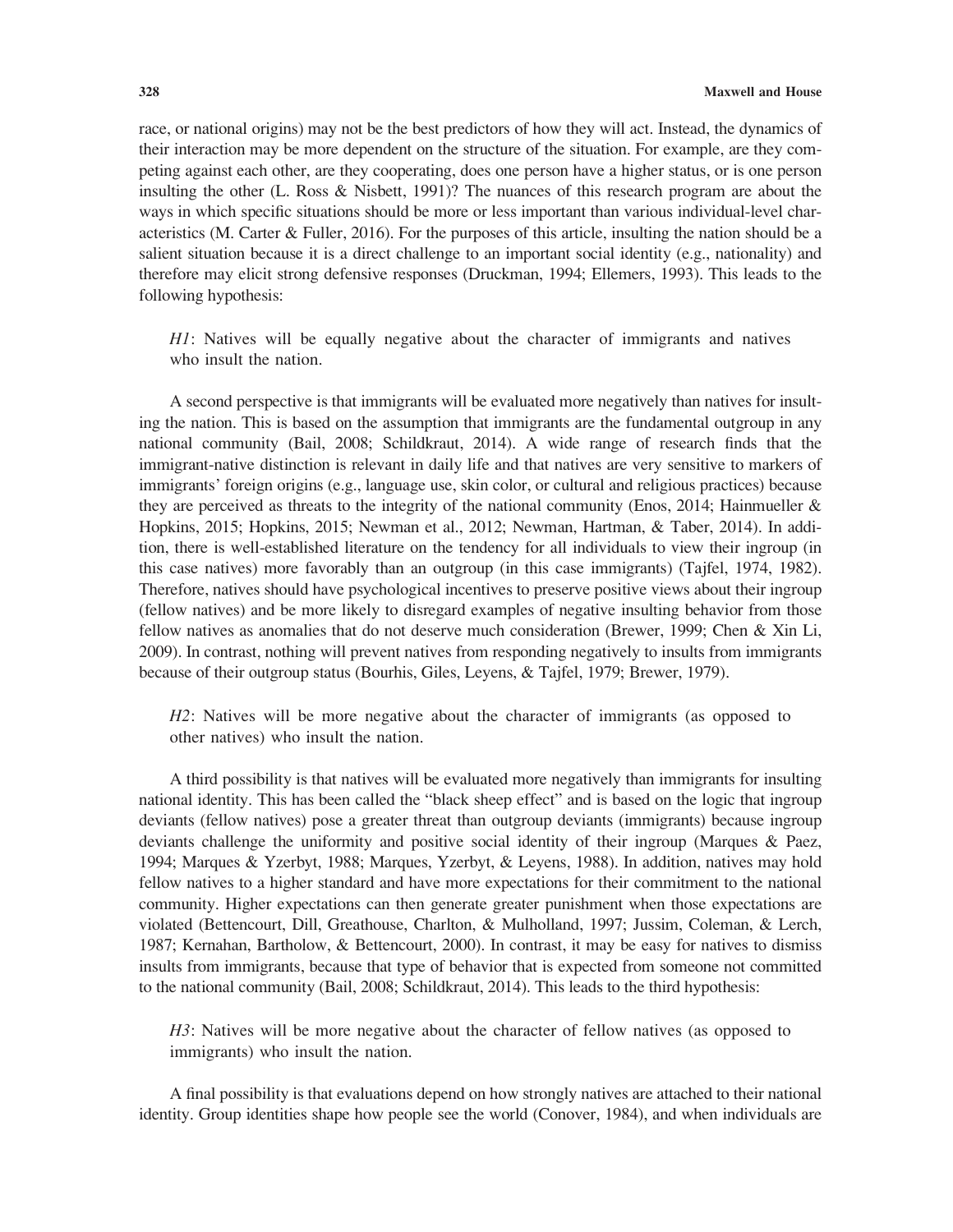race, or national origins) may not be the best predictors of how they will act. Instead, the dynamics of their interaction may be more dependent on the structure of the situation. For example, are they competing against each other, are they cooperating, does one person have a higher status, or is one person insulting the other (L. Ross & Nisbett, 1991)? The nuances of this research program are about the ways in which specific situations should be more or less important than various individual-level characteristics (M. Carter & Fuller, 2016). For the purposes of this article, insulting the nation should be a salient situation because it is a direct challenge to an important social identity (e.g., nationality) and therefore may elicit strong defensive responses (Druckman, 1994; Ellemers, 1993). This leads to the following hypothesis:

> *H1*: Natives will be equally negative about the character of immigrants and natives who insult the nation.

A second perspective is that immigrants will be evaluated more negatively than natives for insulting the nation. This is based on the assumption that immigrants are the fundamental outgroup in any national community (Bail, 2008; Schildkraut, 2014). A wide range of research finds that the immigrant-native distinction is relevant in daily life and that natives are very sensitive to markers of immigrants' foreign origins (e.g., language use, skin color, or cultural and religious practices) because they are perceived as threats to the integrity of the national community (Enos, 2014; Hainmueller & Hopkins, 2015; Hopkins, 2015; Newman et al., 2012; Newman, Hartman, & Taber, 2014). In addition, there is well-established literature on the tendency for all individuals to view their ingroup (in this case natives) more favorably than an outgroup (in this case immigrants) (Tajfel, 1974, 1982). Therefore, natives should have psychological incentives to preserve positive views about their ingroup (fellow natives) and be more likely to disregard examples of negative insulting behavior from those fellow natives as anomalies that do not deserve much consideration (Brewer, 1999; Chen & Xin Li, 2009). In contrast, nothing will prevent natives from responding negatively to insults from immigrants because of their outgroup status (Bourhis, Giles, Leyens, & Tajfel, 1979; Brewer, 1979).

> *H2*: Natives will be more negative about the character of immigrants (as opposed to other natives) who insult the nation.

A third possibility is that natives will be evaluated more negatively than immigrants for insulting national identity. This has been called the "black sheep effect" and is based on the logic that ingroup deviants (fellow natives) pose a greater threat than outgroup deviants (immigrants) because ingroup deviants challenge the uniformity and positive social identity of their ingroup (Marques & Paez, 1994; Marques & Yzerbyt, 1988; Marques, Yzerbyt, & Leyens, 1988). In addition, natives may hold fellow natives to a higher standard and have more expectations for their commitment to the national community. Higher expectations can then generate greater punishment when those expectations are violated (Bettencourt, Dill, Greathouse, Charlton, & Mulholland, 1997; Jussim, Coleman, & Lerch, 1987; Kernahan, Bartholow, & Bettencourt, 2000). In contrast, it may be easy for natives to dismiss insults from immigrants, because that type of behavior that is expected from someone not committed to the national community (Bail, 2008; Schildkraut, 2014). This leads to the third hypothesis:

> *H3*: Natives will be more negative about the character of fellow natives (as opposed to immigrants) who insult the nation.

A final possibility is that evaluations depend on how strongly natives are attached to their national identity. Group identities shape how people see the world (Conover, 1984), and when individuals are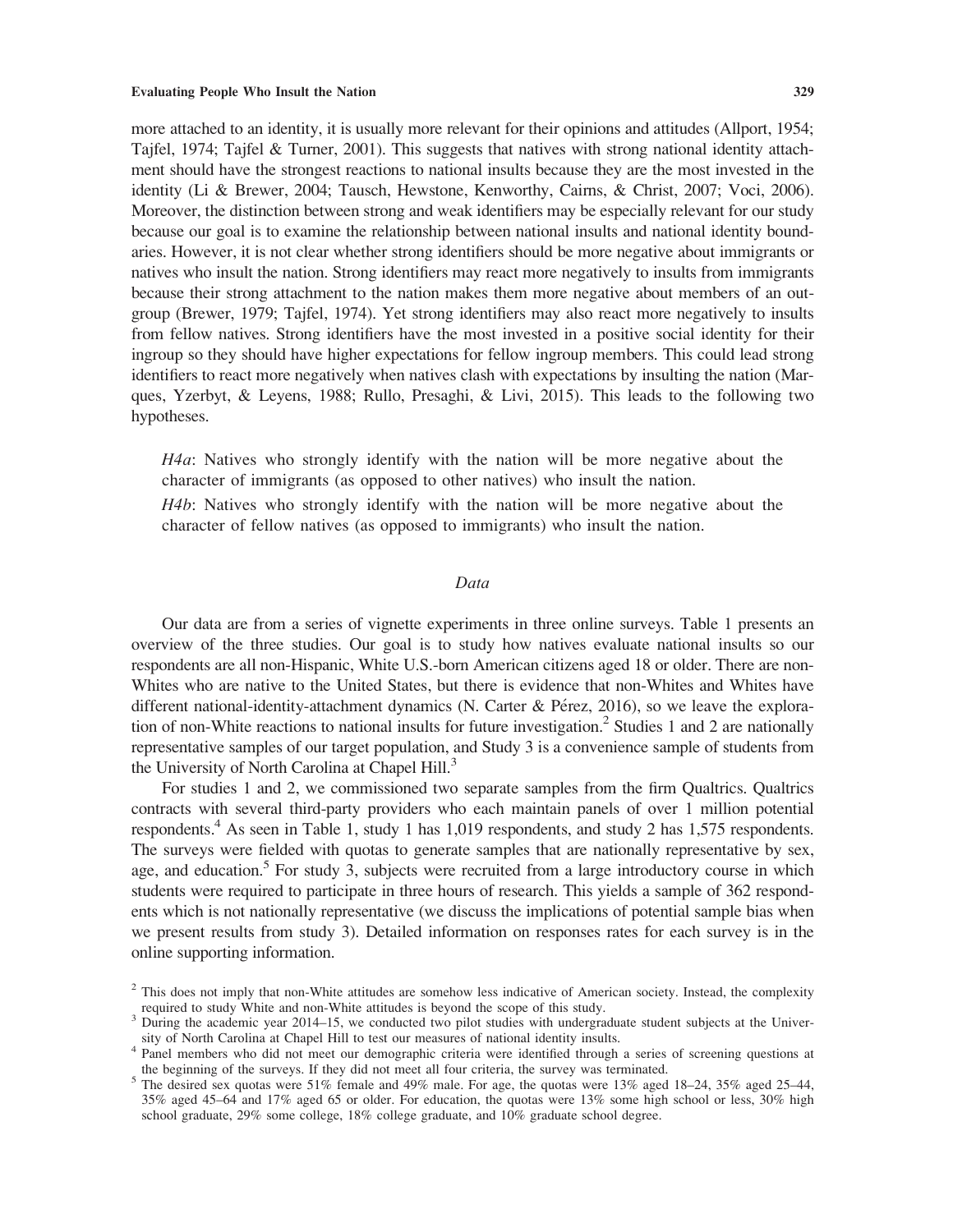more attached to an identity, it is usually more relevant for their opinions and attitudes (Allport, 1954; Tajfel, 1974; Tajfel & Turner, 2001). This suggests that natives with strong national identity attachment should have the strongest reactions to national insults because they are the most invested in the identity (Li & Brewer, 2004; Tausch, Hewstone, Kenworthy, Cairns, & Christ, 2007; Voci, 2006). Moreover, the distinction between strong and weak identifiers may be especially relevant for our study because our goal is to examine the relationship between national insults and national identity boundaries. However, it is not clear whether strong identifiers should be more negative about immigrants or natives who insult the nation. Strong identifiers may react more negatively to insults from immigrants because their strong attachment to the nation makes them more negative about members of an outgroup (Brewer, 1979; Tajfel, 1974). Yet strong identifiers may also react more negatively to insults from fellow natives. Strong identifiers have the most invested in a positive social identity for their ingroup so they should have higher expectations for fellow ingroup members. This could lead strong identifiers to react more negatively when natives clash with expectations by insulting the nation (Marques, Yzerbyt, & Leyens, 1988; Rullo, Presaghi, & Livi, 2015). This leads to the following two hypotheses.

> *H4a*: Natives who strongly identify with the nation will be more negative about the character of immigrants (as opposed to other natives) who insult the nation.
>
> *H4b*: Natives who strongly identify with the nation will be more negative about the character of fellow natives (as opposed to immigrants) who insult the nation.

## *Data*

Our data are from a series of vignette experiments in three online surveys. Table 1 presents an overview of the three studies. Our goal is to study how natives evaluate national insults so our respondents are all non-Hispanic, White U.S.-born American citizens aged 18 or older. There are non-Whites who are native to the United States, but there is evidence that non-Whites and Whites have different national-identity-attachment dynamics (N. Carter & Pérez, 2016), so we leave the exploration of non-White reactions to national insults for future investigation.[2] Studies 1 and 2 are nationally representative samples of our target population, and Study 3 is a convenience sample of students from the University of North Carolina at Chapel Hill.[3]

For studies 1 and 2, we commissioned two separate samples from the firm Qualtrics. Qualtrics contracts with several third-party providers who each maintain panels of over 1 million potential respondents.[4] As seen in Table 1, study 1 has 1,019 respondents, and study 2 has 1,575 respondents. The surveys were fielded with quotas to generate samples that are nationally representative by sex, age, and education.[5] For study 3, subjects were recruited from a large introductory course in which students were required to participate in three hours of research. This yields a sample of 362 respondents which is not nationally representative (we discuss the implications of potential sample bias when we present results from study 3). Detailed information on responses rates for each survey is in the online supporting information.

[2] This does not imply that non-White attitudes are somehow less indicative of American society. Instead, the complexity required to study White and non-White attitudes is beyond the scope of this study.

[3] During the academic year 2014–15, we conducted two pilot studies with undergraduate student subjects at the University of North Carolina at Chapel Hill to test our measures of national identity insults.

[4] Panel members who did not meet our demographic criteria were identified through a series of screening questions at the beginning of the surveys. If they did not meet all four criteria, the survey was terminated.

[5] The desired sex quotas were 51% female and 49% male. For age, the quotas were 13% aged 18–24, 35% aged 25–44, 35% aged 45–64 and 17% aged 65 or older. For education, the quotas were 13% some high school or less, 30% high school graduate, 29% some college, 18% college graduate, and 10% graduate school degree.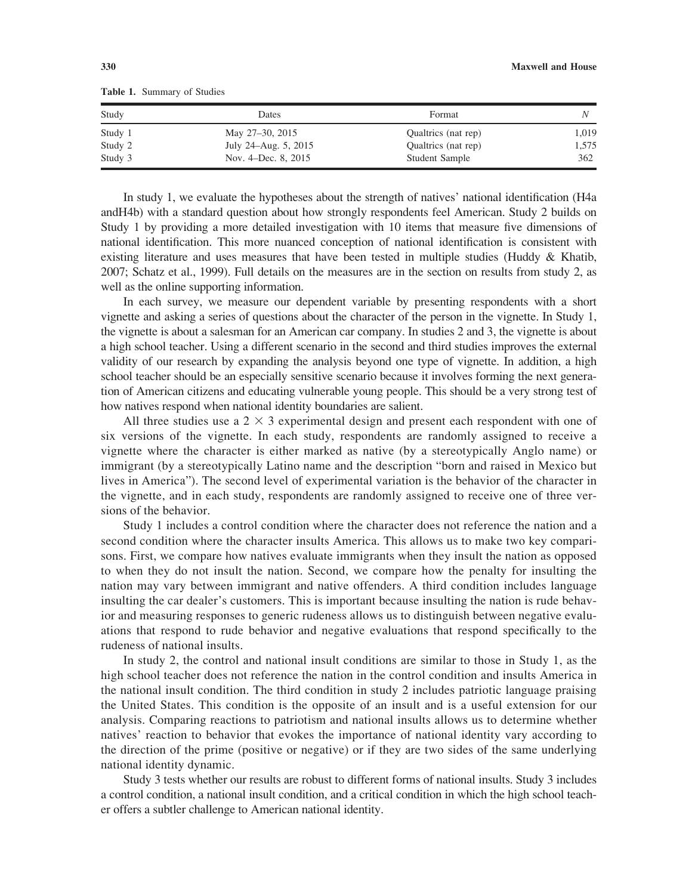**Table 1.** Summary of Studies

| Study | Dates | Format | N |
|---|---|---|---|
| Study 1 | May 27–30, 2015 | Qualtrics (nat rep) | 1,019 |
| Study 2 | July 24–Aug. 5, 2015 | Qualtrics (nat rep) | 1,575 |
| Study 3 | Nov. 4–Dec. 8, 2015 | Student Sample | 362 |

In study 1, we evaluate the hypotheses about the strength of natives' national identification (H4a andH4b) with a standard question about how strongly respondents feel American. Study 2 builds on Study 1 by providing a more detailed investigation with 10 items that measure five dimensions of national identification. This more nuanced conception of national identification is consistent with existing literature and uses measures that have been tested in multiple studies (Huddy & Khatib, 2007; Schatz et al., 1999). Full details on the measures are in the section on results from study 2, as well as the online supporting information.

In each survey, we measure our dependent variable by presenting respondents with a short vignette and asking a series of questions about the character of the person in the vignette. In Study 1, the vignette is about a salesman for an American car company. In studies 2 and 3, the vignette is about a high school teacher. Using a different scenario in the second and third studies improves the external validity of our research by expanding the analysis beyond one type of vignette. In addition, a high school teacher should be an especially sensitive scenario because it involves forming the next generation of American citizens and educating vulnerable young people. This should be a very strong test of how natives respond when national identity boundaries are salient.

All three studies use a $2 \times 3$ experimental design and present each respondent with one of six versions of the vignette. In each study, respondents are randomly assigned to receive a vignette where the character is either marked as native (by a stereotypically Anglo name) or immigrant (by a stereotypically Latino name and the description "born and raised in Mexico but lives in America"). The second level of experimental variation is the behavior of the character in the vignette, and in each study, respondents are randomly assigned to receive one of three versions of the behavior.

Study 1 includes a control condition where the character does not reference the nation and a second condition where the character insults America. This allows us to make two key comparisons. First, we compare how natives evaluate immigrants when they insult the nation as opposed to when they do not insult the nation. Second, we compare how the penalty for insulting the nation may vary between immigrant and native offenders. A third condition includes language insulting the car dealer's customers. This is important because insulting the nation is rude behavior and measuring responses to generic rudeness allows us to distinguish between negative evaluations that respond to rude behavior and negative evaluations that respond specifically to the rudeness of national insults.

In study 2, the control and national insult conditions are similar to those in Study 1, as the high school teacher does not reference the nation in the control condition and insults America in the national insult condition. The third condition in study 2 includes patriotic language praising the United States. This condition is the opposite of an insult and is a useful extension for our analysis. Comparing reactions to patriotism and national insults allows us to determine whether natives' reaction to behavior that evokes the importance of national identity vary according to the direction of the prime (positive or negative) or if they are two sides of the same underlying national identity dynamic.

Study 3 tests whether our results are robust to different forms of national insults. Study 3 includes a control condition, a national insult condition, and a critical condition in which the high school teacher offers a subtler challenge to American national identity.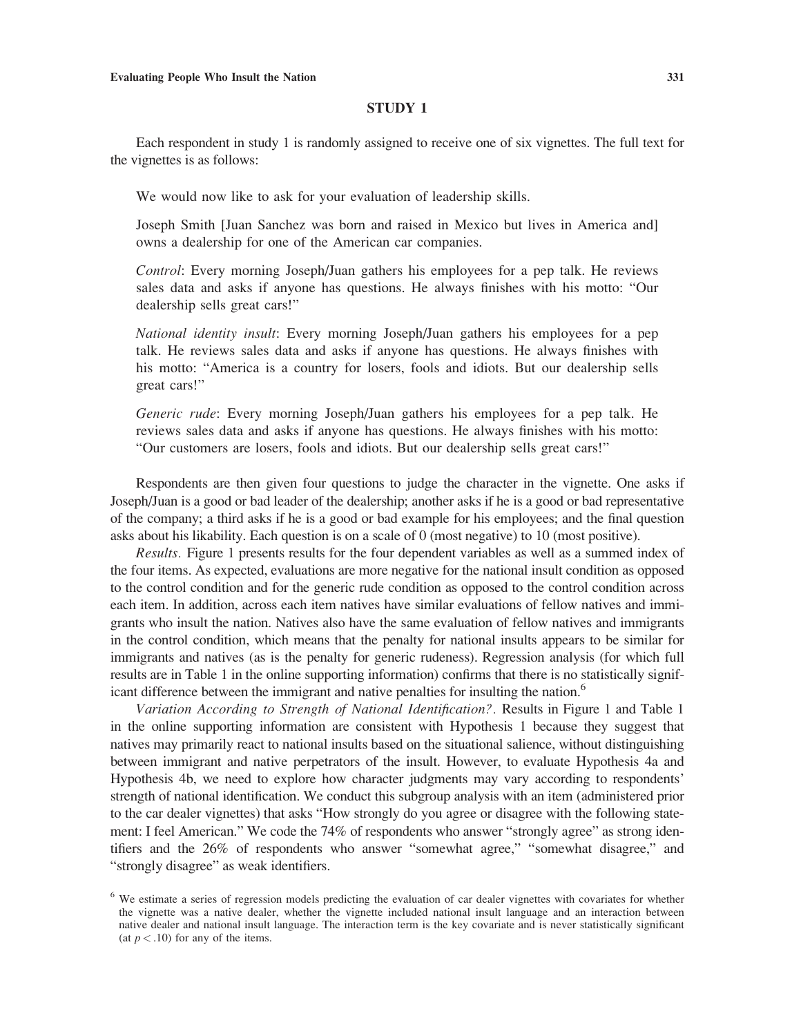## STUDY 1

Each respondent in study 1 is randomly assigned to receive one of six vignettes. The full text for the vignettes is as follows:

> We would now like to ask for your evaluation of leadership skills.
>
> Joseph Smith [Juan Sanchez was born and raised in Mexico but lives in America and] owns a dealership for one of the American car companies.
>
> *Control*: Every morning Joseph/Juan gathers his employees for a pep talk. He reviews sales data and asks if anyone has questions. He always finishes with his motto: "Our dealership sells great cars!"
>
> *National identity insult*: Every morning Joseph/Juan gathers his employees for a pep talk. He reviews sales data and asks if anyone has questions. He always finishes with his motto: "America is a country for losers, fools and idiots. But our dealership sells great cars!"
>
> *Generic rude*: Every morning Joseph/Juan gathers his employees for a pep talk. He reviews sales data and asks if anyone has questions. He always finishes with his motto: "Our customers are losers, fools and idiots. But our dealership sells great cars!"

Respondents are then given four questions to judge the character in the vignette. One asks if Joseph/Juan is a good or bad leader of the dealership; another asks if he is a good or bad representative of the company; a third asks if he is a good or bad example for his employees; and the final question asks about his likability. Each question is on a scale of 0 (most negative) to 10 (most positive).

*Results.* Figure 1 presents results for the four dependent variables as well as a summed index of the four items. As expected, evaluations are more negative for the national insult condition as opposed to the control condition and for the generic rude condition as opposed to the control condition across each item. In addition, across each item natives have similar evaluations of fellow natives and immigrants who insult the nation. Natives also have the same evaluation of fellow natives and immigrants in the control condition, which means that the penalty for national insults appears to be similar for immigrants and natives (as is the penalty for generic rudeness). Regression analysis (for which full results are in Table 1 in the online supporting information) confirms that there is no statistically significant difference between the immigrant and native penalties for insulting the nation.[6]

*Variation According to Strength of National Identification?.* Results in Figure 1 and Table 1 in the online supporting information are consistent with Hypothesis 1 because they suggest that natives may primarily react to national insults based on the situational salience, without distinguishing between immigrant and native perpetrators of the insult. However, to evaluate Hypothesis 4a and Hypothesis 4b, we need to explore how character judgments may vary according to respondents' strength of national identification. We conduct this subgroup analysis with an item (administered prior to the car dealer vignettes) that asks "How strongly do you agree or disagree with the following statement: I feel American." We code the 74% of respondents who answer "strongly agree" as strong identifiers and the 26% of respondents who answer "somewhat agree," "somewhat disagree," and "strongly disagree" as weak identifiers.

[6] We estimate a series of regression models predicting the evaluation of car dealer vignettes with covariates for whether the vignette was a native dealer, whether the vignette included national insult language and an interaction between native dealer and national insult language. The interaction term is the key covariate and is never statistically significant (at $p < .10$) for any of the items.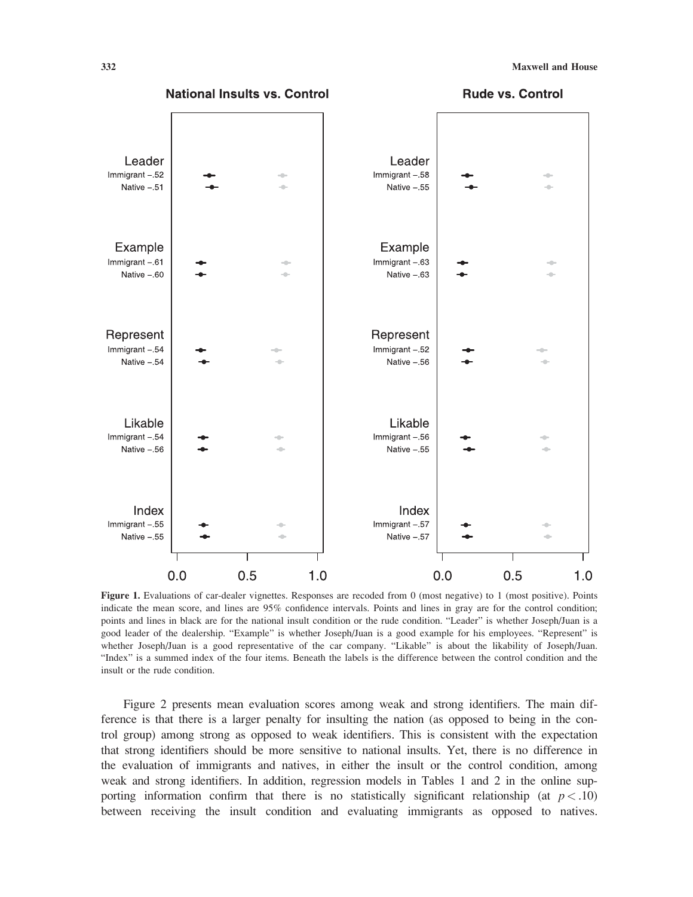**Figure 1.** Evaluations of car-dealer vignettes. Responses are recoded from 0 (most negative) to 1 (most positive). Points indicate the mean score, and lines are 95% confidence intervals. Points and lines in gray are for the control condition; points and lines in black are for the national insult condition or the rude condition. "Leader" is whether Joseph/Juan is a good leader of the dealership. "Example" is whether Joseph/Juan is a good example for his employees. "Represent" is whether Joseph/Juan is a good representative of the car company. "Likable" is about the likability of Joseph/Juan. "Index" is a summed index of the four items. Beneath the labels is the difference between the control condition and the insult or the rude condition.

Figure 2 presents mean evaluation scores among weak and strong identifiers. The main difference is that there is a larger penalty for insulting the nation (as opposed to being in the control group) among strong as opposed to weak identifiers. This is consistent with the expectation that strong identifiers should be more sensitive to national insults. Yet, there is no difference in the evaluation of immigrants and natives, in either the insult or the control condition, among weak and strong identifiers. In addition, regression models in Tables 1 and 2 in the online supporting information confirm that there is no statistically significant relationship (at $p < .10$) between receiving the insult condition and evaluating immigrants as opposed to natives.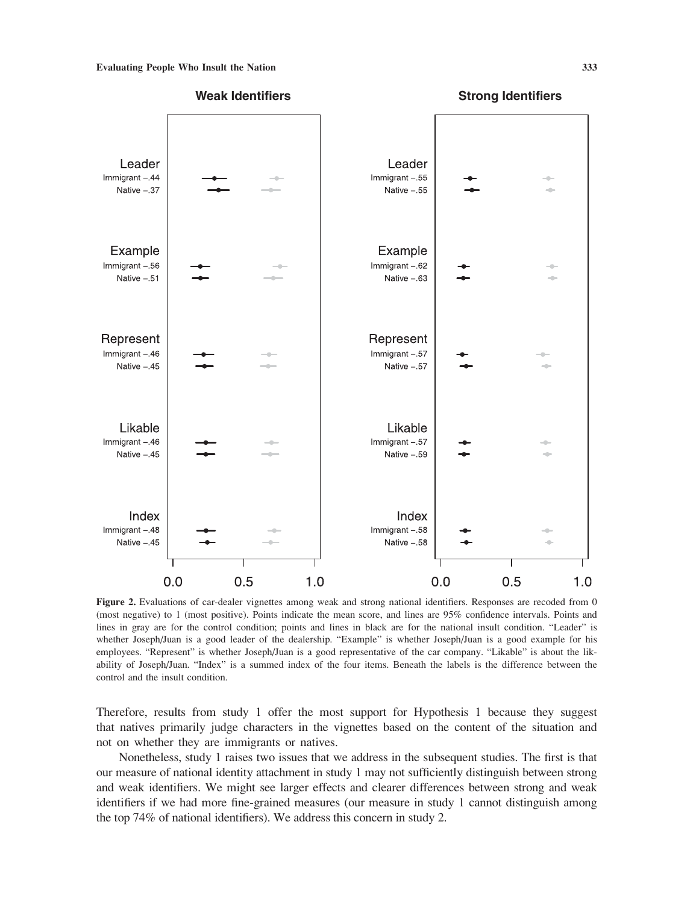Figure 2. Evaluations of car-dealer vignettes among weak and strong national identifiers. Responses are recoded from 0 (most negative) to 1 (most positive). Points indicate the mean score, and lines are 95% confidence intervals. Points and lines in gray are for the control condition; points and lines in black are for the national insult condition. "Leader" is whether Joseph/Juan is a good leader of the dealership. "Example" is whether Joseph/Juan is a good example for his employees. "Represent" is whether Joseph/Juan is a good representative of the car company. "Likable" is about the likability of Joseph/Juan. "Index" is a summed index of the four items. Beneath the labels is the difference between the control and the insult condition.

Therefore, results from study 1 offer the most support for Hypothesis 1 because they suggest that natives primarily judge characters in the vignettes based on the content of the situation and not on whether they are immigrants or natives.

Nonetheless, study 1 raises two issues that we address in the subsequent studies. The first is that our measure of national identity attachment in study 1 may not sufficiently distinguish between strong and weak identifiers. We might see larger effects and clearer differences between strong and weak identifiers if we had more fine-grained measures (our measure in study 1 cannot distinguish among the top 74% of national identifiers). We address this concern in study 2.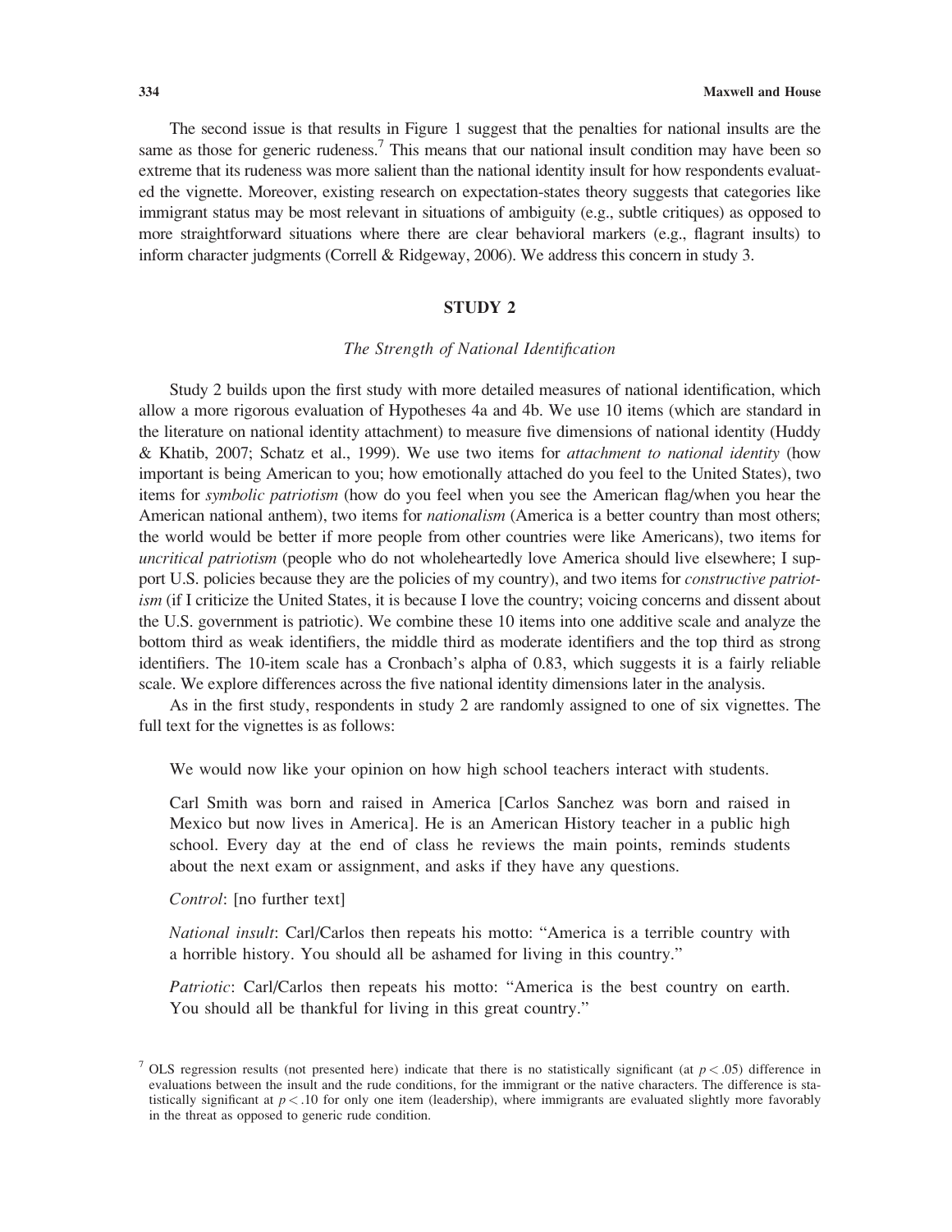The second issue is that results in Figure 1 suggest that the penalties for national insults are the same as those for generic rudeness.[7] This means that our national insult condition may have been so extreme that its rudeness was more salient than the national identity insult for how respondents evaluated the vignette. Moreover, existing research on expectation-states theory suggests that categories like immigrant status may be most relevant in situations of ambiguity (e.g., subtle critiques) as opposed to more straightforward situations where there are clear behavioral markers (e.g., flagrant insults) to inform character judgments (Correll & Ridgeway, 2006). We address this concern in study 3.

## STUDY 2

### *The Strength of National Identification*

Study 2 builds upon the first study with more detailed measures of national identification, which allow a more rigorous evaluation of Hypotheses 4a and 4b. We use 10 items (which are standard in the literature on national identity attachment) to measure five dimensions of national identity (Huddy & Khatib, 2007; Schatz et al., 1999). We use two items for *attachment to national identity* (how important is being American to you; how emotionally attached do you feel to the United States), two items for *symbolic patriotism* (how do you feel when you see the American flag/when you hear the American national anthem), two items for *nationalism* (America is a better country than most others; the world would be better if more people from other countries were like Americans), two items for *uncritical patriotism* (people who do not wholeheartedly love America should live elsewhere; I support U.S. policies because they are the policies of my country), and two items for *constructive patriotism* (if I criticize the United States, it is because I love the country; voicing concerns and dissent about the U.S. government is patriotic). We combine these 10 items into one additive scale and analyze the bottom third as weak identifiers, the middle third as moderate identifiers and the top third as strong identifiers. The 10-item scale has a Cronbach's alpha of 0.83, which suggests it is a fairly reliable scale. We explore differences across the five national identity dimensions later in the analysis.

As in the first study, respondents in study 2 are randomly assigned to one of six vignettes. The full text for the vignettes is as follows:

> We would now like your opinion on how high school teachers interact with students.
>
> Carl Smith was born and raised in America [Carlos Sanchez was born and raised in Mexico but now lives in America]. He is an American History teacher in a public high school. Every day at the end of class he reviews the main points, reminds students about the next exam or assignment, and asks if they have any questions.
>
> *Control*: [no further text]
>
> *National insult*: Carl/Carlos then repeats his motto: "America is a terrible country with a horrible history. You should all be ashamed for living in this country."
>
> *Patriotic*: Carl/Carlos then repeats his motto: "America is the best country on earth. You should all be thankful for living in this great country."

[7] OLS regression results (not presented here) indicate that there is no statistically significant (at $p < .05$) difference in evaluations between the insult and the rude conditions, for the immigrant or the native characters. The difference is statistically significant at $p < .10$ for only one item (leadership), where immigrants are evaluated slightly more favorably in the threat as opposed to generic rude condition.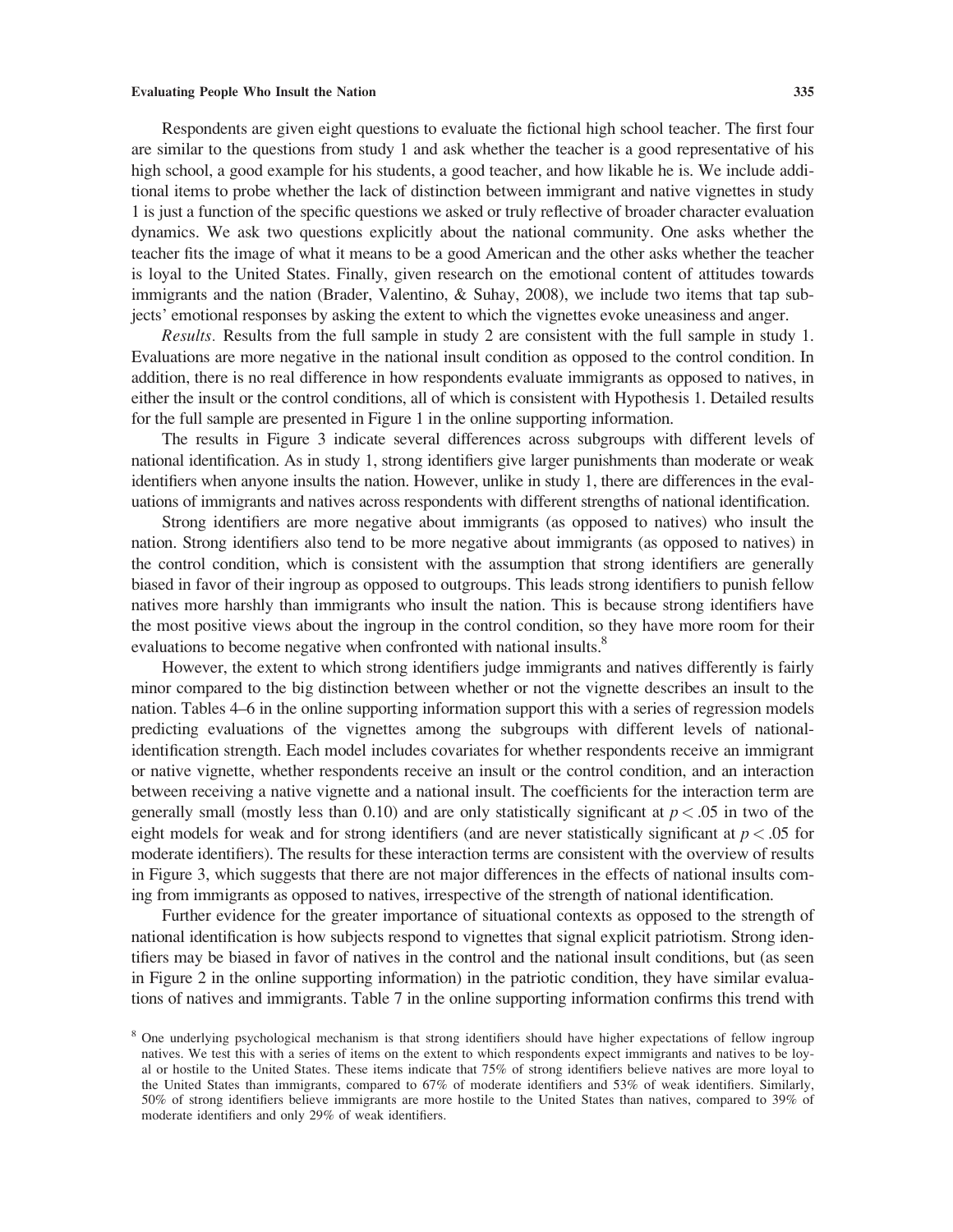Respondents are given eight questions to evaluate the fictional high school teacher. The first four are similar to the questions from study 1 and ask whether the teacher is a good representative of his high school, a good example for his students, a good teacher, and how likable he is. We include additional items to probe whether the lack of distinction between immigrant and native vignettes in study 1 is just a function of the specific questions we asked or truly reflective of broader character evaluation dynamics. We ask two questions explicitly about the national community. One asks whether the teacher fits the image of what it means to be a good American and the other asks whether the teacher is loyal to the United States. Finally, given research on the emotional content of attitudes towards immigrants and the nation (Brader, Valentino, & Suhay, 2008), we include two items that tap subjects' emotional responses by asking the extent to which the vignettes evoke uneasiness and anger.

*Results.* Results from the full sample in study 2 are consistent with the full sample in study 1. Evaluations are more negative in the national insult condition as opposed to the control condition. In addition, there is no real difference in how respondents evaluate immigrants as opposed to natives, in either the insult or the control conditions, all of which is consistent with Hypothesis 1. Detailed results for the full sample are presented in Figure 1 in the online supporting information.

The results in Figure 3 indicate several differences across subgroups with different levels of national identification. As in study 1, strong identifiers give larger punishments than moderate or weak identifiers when anyone insults the nation. However, unlike in study 1, there are differences in the evaluations of immigrants and natives across respondents with different strengths of national identification.

Strong identifiers are more negative about immigrants (as opposed to natives) who insult the nation. Strong identifiers also tend to be more negative about immigrants (as opposed to natives) in the control condition, which is consistent with the assumption that strong identifiers are generally biased in favor of their ingroup as opposed to outgroups. This leads strong identifiers to punish fellow natives more harshly than immigrants who insult the nation. This is because strong identifiers have the most positive views about the ingroup in the control condition, so they have more room for their evaluations to become negative when confronted with national insults.[8]

However, the extent to which strong identifiers judge immigrants and natives differently is fairly minor compared to the big distinction between whether or not the vignette describes an insult to the nation. Tables 4–6 in the online supporting information support this with a series of regression models predicting evaluations of the vignettes among the subgroups with different levels of national-identification strength. Each model includes covariates for whether respondents receive an immigrant or native vignette, whether respondents receive an insult or the control condition, and an interaction between receiving a native vignette and a national insult. The coefficients for the interaction term are generally small (mostly less than 0.10) and are only statistically significant at $p < .05$ in two of the eight models for weak and for strong identifiers (and are never statistically significant at $p < .05$ for moderate identifiers). The results for these interaction terms are consistent with the overview of results in Figure 3, which suggests that there are not major differences in the effects of national insults coming from immigrants as opposed to natives, irrespective of the strength of national identification.

Further evidence for the greater importance of situational contexts as opposed to the strength of national identification is how subjects respond to vignettes that signal explicit patriotism. Strong identifiers may be biased in favor of natives in the control and the national insult conditions, but (as seen in Figure 2 in the online supporting information) in the patriotic condition, they have similar evaluations of natives and immigrants. Table 7 in the online supporting information confirms this trend with

[8] One underlying psychological mechanism is that strong identifiers should have higher expectations of fellow ingroup natives. We test this with a series of items on the extent to which respondents expect immigrants and natives to be loyal or hostile to the United States. These items indicate that 75% of strong identifiers believe natives are more loyal to the United States than immigrants, compared to 67% of moderate identifiers and 53% of weak identifiers. Similarly, 50% of strong identifiers believe immigrants are more hostile to the United States than natives, compared to 39% of moderate identifiers and only 29% of weak identifiers.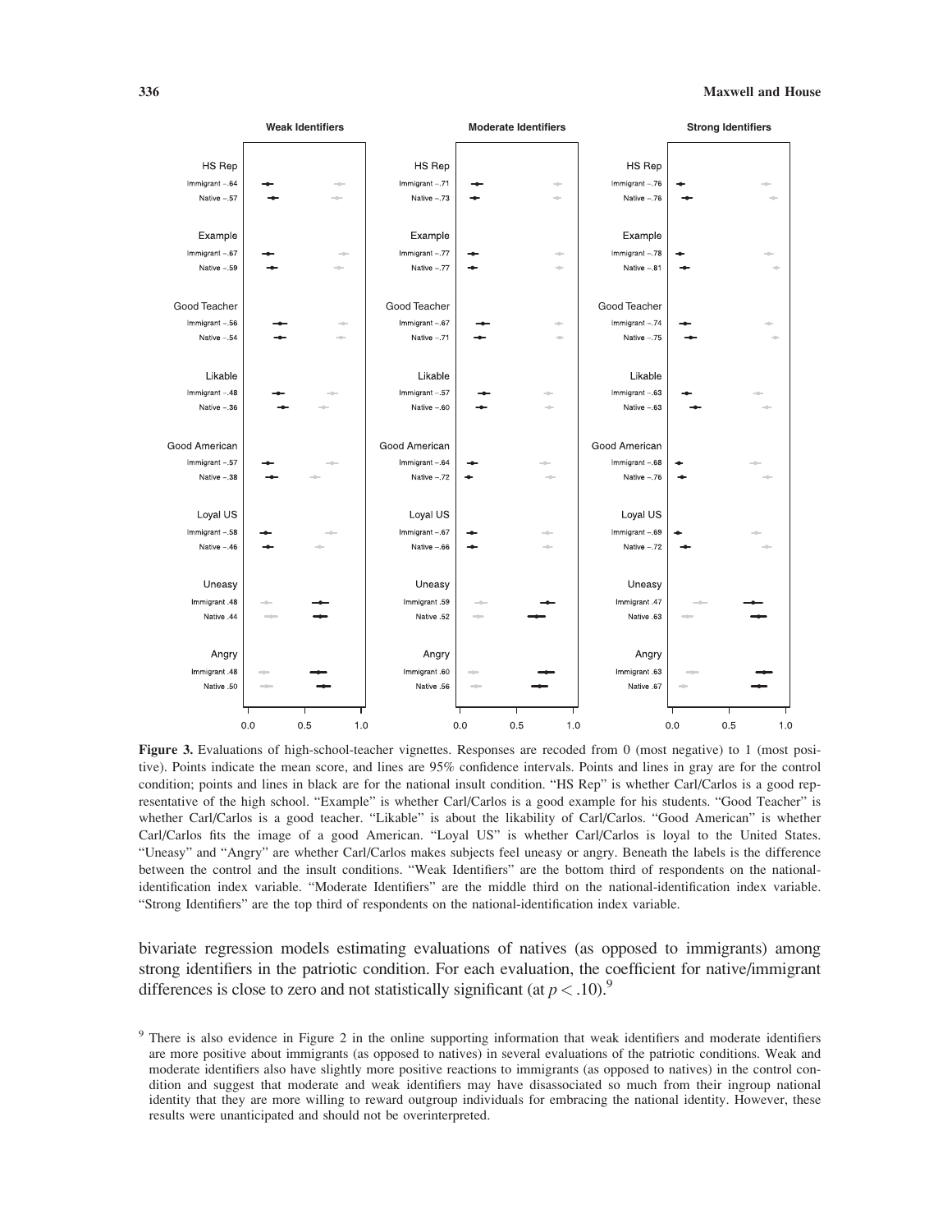**Figure 3.** Evaluations of high-school-teacher vignettes. Responses are recoded from 0 (most negative) to 1 (most positive). Points indicate the mean score, and lines are 95% confidence intervals. Points and lines in gray are for the control condition; points and lines in black are for the national insult condition. "HS Rep" is whether Carl/Carlos is a good representative of the high school. "Example" is whether Carl/Carlos is a good example for his students. "Good Teacher" is whether Carl/Carlos is a good teacher. "Likable" is about the likability of Carl/Carlos. "Good American" is whether Carl/Carlos fits the image of a good American. "Loyal US" is whether Carl/Carlos is loyal to the United States. "Uneasy" and "Angry" are whether Carl/Carlos makes subjects feel uneasy or angry. Beneath the labels is the difference between the control and the insult conditions. "Weak Identifiers" are the bottom third of respondents on the national-identification index variable. "Moderate Identifiers" are the middle third on the national-identification index variable. "Strong Identifiers" are the top third of respondents on the national-identification index variable.

bivariate regression models estimating evaluations of natives (as opposed to immigrants) among strong identifiers in the patriotic condition. For each evaluation, the coefficient for native/immigrant differences is close to zero and not statistically significant (at $p < .10$).[9]

[9] There is also evidence in Figure 2 in the online supporting information that weak identifiers and moderate identifiers are more positive about immigrants (as opposed to natives) in several evaluations of the patriotic conditions. Weak and moderate identifiers also have slightly more positive reactions to immigrants (as opposed to natives) in the control condition and suggest that moderate and weak identifiers may have disassociated so much from their ingroup national identity that they are more willing to reward outgroup individuals for embracing the national identity. However, these results were unanticipated and should not be overinterpreted.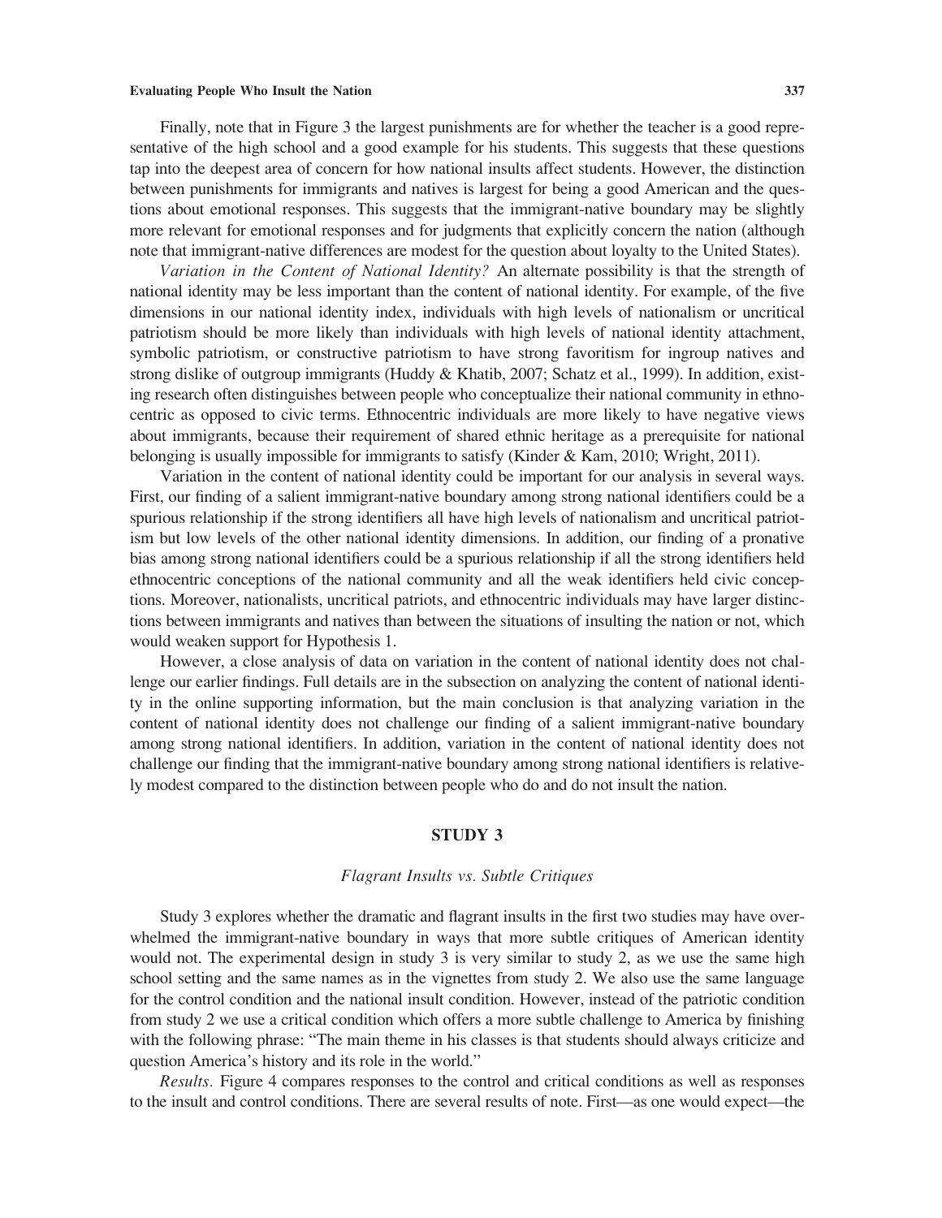Finally, note that in Figure 3 the largest punishments are for whether the teacher is a good representative of the high school and a good example for his students. This suggests that these questions tap into the deepest area of concern for how national insults affect students. However, the distinction between punishments for immigrants and natives is largest for being a good American and the questions about emotional responses. This suggests that the immigrant-native boundary may be slightly more relevant for emotional responses and for judgments that explicitly concern the nation (although note that immigrant-native differences are modest for the question about loyalty to the United States).

*Variation in the Content of National Identity?* An alternate possibility is that the strength of national identity may be less important than the content of national identity. For example, of the five dimensions in our national identity index, individuals with high levels of nationalism or uncritical patriotism should be more likely than individuals with high levels of national identity attachment, symbolic patriotism, or constructive patriotism to have strong favoritism for ingroup natives and strong dislike of outgroup immigrants (Huddy & Khatib, 2007; Schatz et al., 1999). In addition, existing research often distinguishes between people who conceptualize their national community in ethnocentric as opposed to civic terms. Ethnocentric individuals are more likely to have negative views about immigrants, because their requirement of shared ethnic heritage as a prerequisite for national belonging is usually impossible for immigrants to satisfy (Kinder & Kam, 2010; Wright, 2011).

Variation in the content of national identity could be important for our analysis in several ways. First, our finding of a salient immigrant-native boundary among strong national identifiers could be a spurious relationship if the strong identifiers all have high levels of nationalism and uncritical patriotism but low levels of the other national identity dimensions. In addition, our finding of a pronative bias among strong national identifiers could be a spurious relationship if all the strong identifiers held ethnocentric conceptions of the national community and all the weak identifiers held civic conceptions. Moreover, nationalists, uncritical patriots, and ethnocentric individuals may have larger distinctions between immigrants and natives than between the situations of insulting the nation or not, which would weaken support for Hypothesis 1.

However, a close analysis of data on variation in the content of national identity does not challenge our earlier findings. Full details are in the subsection on analyzing the content of national identity in the online supporting information, but the main conclusion is that analyzing variation in the content of national identity does not challenge our finding of a salient immigrant-native boundary among strong national identifiers. In addition, variation in the content of national identity does not challenge our finding that the immigrant-native boundary among strong national identifiers is relatively modest compared to the distinction between people who do and do not insult the nation.

## STUDY 3

### *Flagrant Insults vs. Subtle Critiques*

Study 3 explores whether the dramatic and flagrant insults in the first two studies may have overwhelmed the immigrant-native boundary in ways that more subtle critiques of American identity would not. The experimental design in study 3 is very similar to study 2, as we use the same high school setting and the same names as in the vignettes from study 2. We also use the same language for the control condition and the national insult condition. However, instead of the patriotic condition from study 2 we use a critical condition which offers a more subtle challenge to America by finishing with the following phrase: "The main theme in his classes is that students should always criticize and question America's history and its role in the world."

*Results.* Figure 4 compares responses to the control and critical conditions as well as responses to the insult and control conditions. There are several results of note. First—as one would expect—the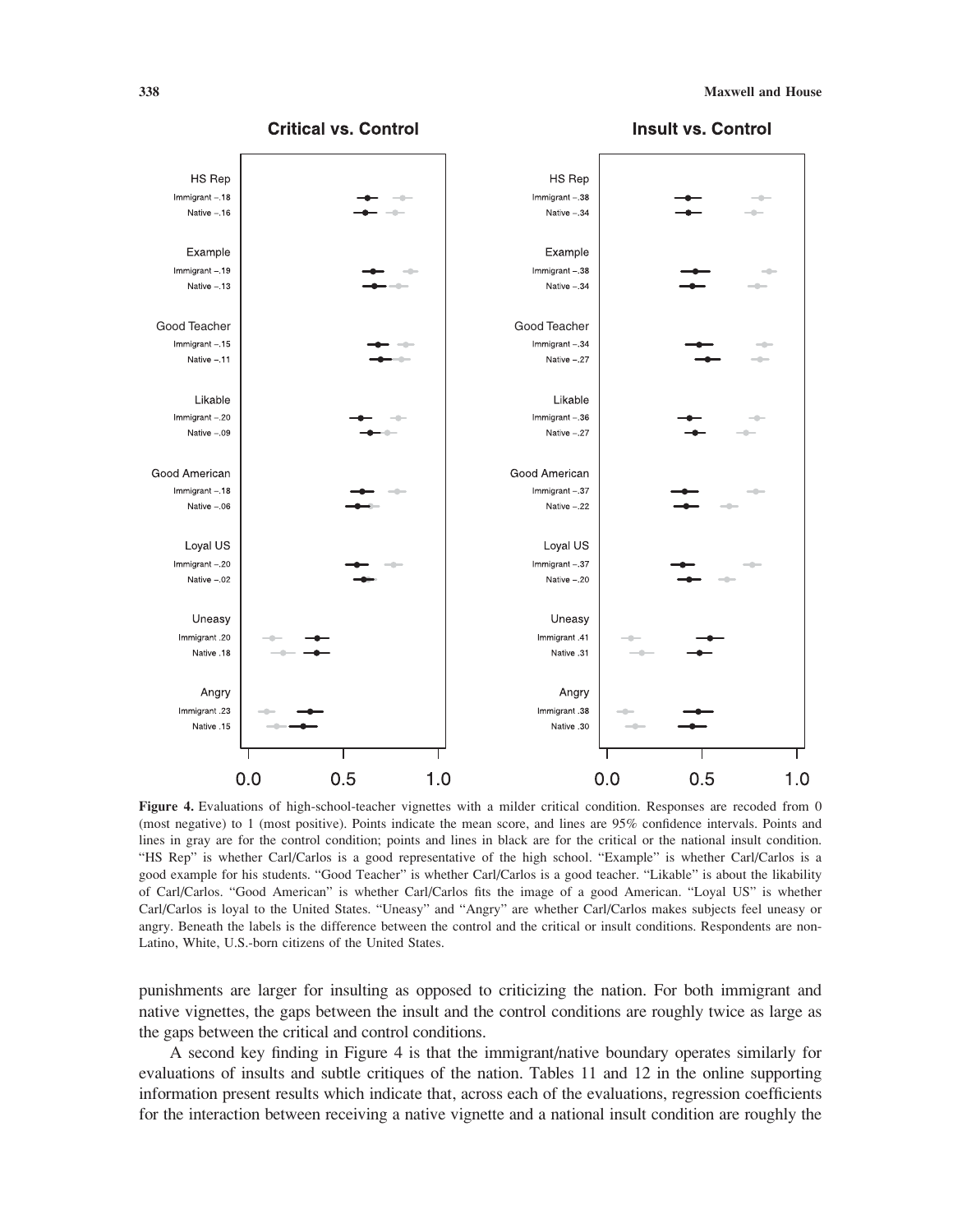**Figure 4.** Evaluations of high-school-teacher vignettes with a milder critical condition. Responses are recoded from 0 (most negative) to 1 (most positive). Points indicate the mean score, and lines are 95% confidence intervals. Points and lines in gray are for the control condition; points and lines in black are for the critical or the national insult condition. "HS Rep" is whether Carl/Carlos is a good representative of the high school. "Example" is whether Carl/Carlos is a good example for his students. "Good Teacher" is whether Carl/Carlos is a good teacher. "Likable" is about the likability of Carl/Carlos. "Good American" is whether Carl/Carlos fits the image of a good American. "Loyal US" is whether Carl/Carlos is loyal to the United States. "Uneasy" and "Angry" are whether Carl/Carlos makes subjects feel uneasy or angry. Beneath the labels is the difference between the control and the critical or insult conditions. Respondents are non-Latino, White, U.S.-born citizens of the United States.

punishments are larger for insulting as opposed to criticizing the nation. For both immigrant and native vignettes, the gaps between the insult and the control conditions are roughly twice as large as the gaps between the critical and control conditions.

A second key finding in Figure 4 is that the immigrant/native boundary operates similarly for evaluations of insults and subtle critiques of the nation. Tables 11 and 12 in the online supporting information present results which indicate that, across each of the evaluations, regression coefficients for the interaction between receiving a native vignette and a national insult condition are roughly the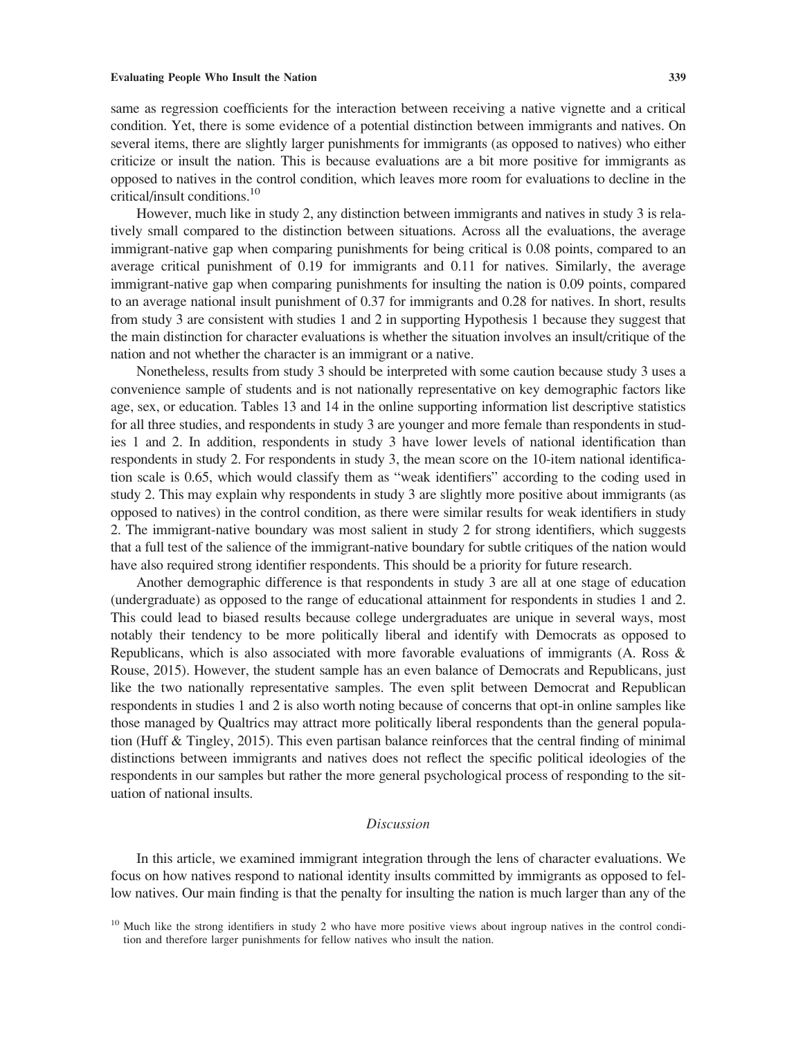same as regression coefficients for the interaction between receiving a native vignette and a critical condition. Yet, there is some evidence of a potential distinction between immigrants and natives. On several items, there are slightly larger punishments for immigrants (as opposed to natives) who either criticize or insult the nation. This is because evaluations are a bit more positive for immigrants as opposed to natives in the control condition, which leaves more room for evaluations to decline in the critical/insult conditions.[10]

However, much like in study 2, any distinction between immigrants and natives in study 3 is relatively small compared to the distinction between situations. Across all the evaluations, the average immigrant-native gap when comparing punishments for being critical is 0.08 points, compared to an average critical punishment of 0.19 for immigrants and 0.11 for natives. Similarly, the average immigrant-native gap when comparing punishments for insulting the nation is 0.09 points, compared to an average national insult punishment of 0.37 for immigrants and 0.28 for natives. In short, results from study 3 are consistent with studies 1 and 2 in supporting Hypothesis 1 because they suggest that the main distinction for character evaluations is whether the situation involves an insult/critique of the nation and not whether the character is an immigrant or a native.

Nonetheless, results from study 3 should be interpreted with some caution because study 3 uses a convenience sample of students and is not nationally representative on key demographic factors like age, sex, or education. Tables 13 and 14 in the online supporting information list descriptive statistics for all three studies, and respondents in study 3 are younger and more female than respondents in studies 1 and 2. In addition, respondents in study 3 have lower levels of national identification than respondents in study 2. For respondents in study 3, the mean score on the 10-item national identification scale is 0.65, which would classify them as "weak identifiers" according to the coding used in study 2. This may explain why respondents in study 3 are slightly more positive about immigrants (as opposed to natives) in the control condition, as there were similar results for weak identifiers in study 2. The immigrant-native boundary was most salient in study 2 for strong identifiers, which suggests that a full test of the salience of the immigrant-native boundary for subtle critiques of the nation would have also required strong identifier respondents. This should be a priority for future research.

Another demographic difference is that respondents in study 3 are all at one stage of education (undergraduate) as opposed to the range of educational attainment for respondents in studies 1 and 2. This could lead to biased results because college undergraduates are unique in several ways, most notably their tendency to be more politically liberal and identify with Democrats as opposed to Republicans, which is also associated with more favorable evaluations of immigrants (A. Ross & Rouse, 2015). However, the student sample has an even balance of Democrats and Republicans, just like the two nationally representative samples. The even split between Democrat and Republican respondents in studies 1 and 2 is also worth noting because of concerns that opt-in online samples like those managed by Qualtrics may attract more politically liberal respondents than the general population (Huff & Tingley, 2015). This even partisan balance reinforces that the central finding of minimal distinctions between immigrants and natives does not reflect the specific political ideologies of the respondents in our samples but rather the more general psychological process of responding to the situation of national insults.

## *Discussion*

In this article, we examined immigrant integration through the lens of character evaluations. We focus on how natives respond to national identity insults committed by immigrants as opposed to fellow natives. Our main finding is that the penalty for insulting the nation is much larger than any of the

[10] Much like the strong identifiers in study 2 who have more positive views about ingroup natives in the control condition and therefore larger punishments for fellow natives who insult the nation.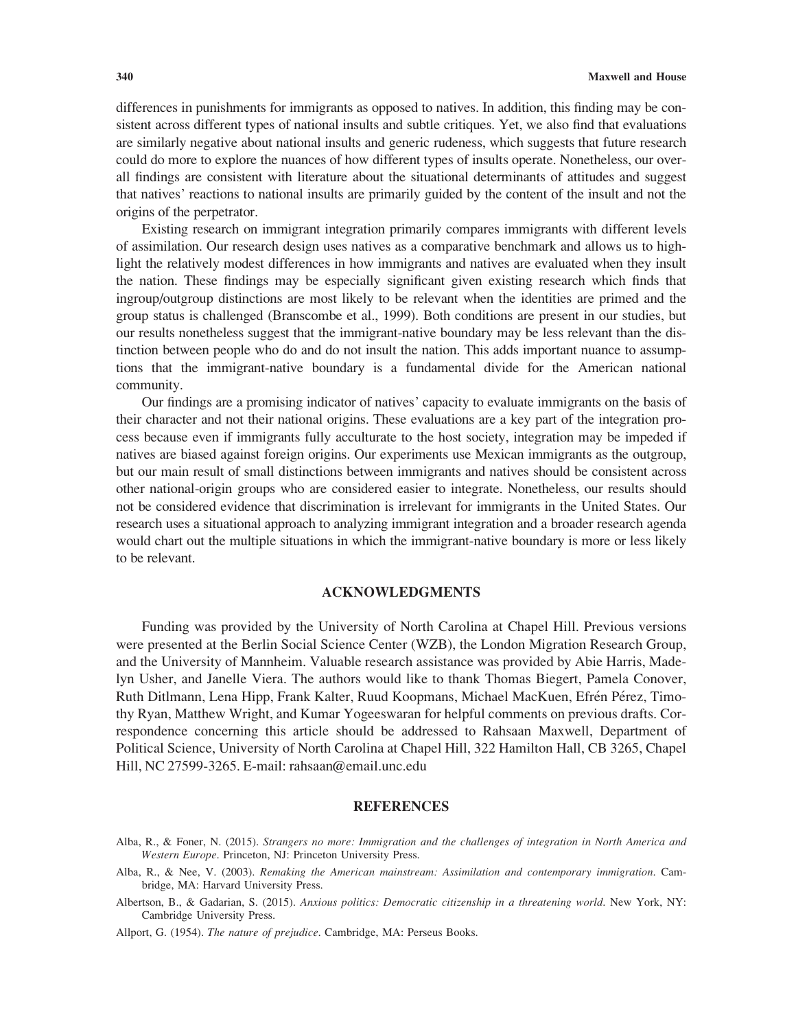differences in punishments for immigrants as opposed to natives. In addition, this finding may be consistent across different types of national insults and subtle critiques. Yet, we also find that evaluations are similarly negative about national insults and generic rudeness, which suggests that future research could do more to explore the nuances of how different types of insults operate. Nonetheless, our overall findings are consistent with literature about the situational determinants of attitudes and suggest that natives' reactions to national insults are primarily guided by the content of the insult and not the origins of the perpetrator.

Existing research on immigrant integration primarily compares immigrants with different levels of assimilation. Our research design uses natives as a comparative benchmark and allows us to highlight the relatively modest differences in how immigrants and natives are evaluated when they insult the nation. These findings may be especially significant given existing research which finds that ingroup/outgroup distinctions are most likely to be relevant when the identities are primed and the group status is challenged (Branscombe et al., 1999). Both conditions are present in our studies, but our results nonetheless suggest that the immigrant-native boundary may be less relevant than the distinction between people who do and do not insult the nation. This adds important nuance to assumptions that the immigrant-native boundary is a fundamental divide for the American national community.

Our findings are a promising indicator of natives' capacity to evaluate immigrants on the basis of their character and not their national origins. These evaluations are a key part of the integration process because even if immigrants fully acculturate to the host society, integration may be impeded if natives are biased against foreign origins. Our experiments use Mexican immigrants as the outgroup, but our main result of small distinctions between immigrants and natives should be consistent across other national-origin groups who are considered easier to integrate. Nonetheless, our results should not be considered evidence that discrimination is irrelevant for immigrants in the United States. Our research uses a situational approach to analyzing immigrant integration and a broader research agenda would chart out the multiple situations in which the immigrant-native boundary is more or less likely to be relevant.

## ACKNOWLEDGMENTS

Funding was provided by the University of North Carolina at Chapel Hill. Previous versions were presented at the Berlin Social Science Center (WZB), the London Migration Research Group, and the University of Mannheim. Valuable research assistance was provided by Abie Harris, Madelyn Usher, and Janelle Viera. The authors would like to thank Thomas Biegert, Pamela Conover, Ruth Ditlmann, Lena Hipp, Frank Kalter, Ruud Koopmans, Michael MacKuen, Efrén Pérez, Timothy Ryan, Matthew Wright, and Kumar Yogeeswaran for helpful comments on previous drafts. Correspondence concerning this article should be addressed to Rahsaan Maxwell, Department of Political Science, University of North Carolina at Chapel Hill, 322 Hamilton Hall, CB 3265, Chapel Hill, NC 27599-3265. E-mail: rahsaan@email.unc.edu

## REFERENCES

Alba, R., & Foner, N. (2015). *Strangers no more: Immigration and the challenges of integration in North America and Western Europe*. Princeton, NJ: Princeton University Press.

Alba, R., & Nee, V. (2003). *Remaking the American mainstream: Assimilation and contemporary immigration*. Cambridge, MA: Harvard University Press.

Albertson, B., & Gadarian, S. (2015). *Anxious politics: Democratic citizenship in a threatening world*. New York, NY: Cambridge University Press.

Allport, G. (1954). *The nature of prejudice*. Cambridge, MA: Perseus Books.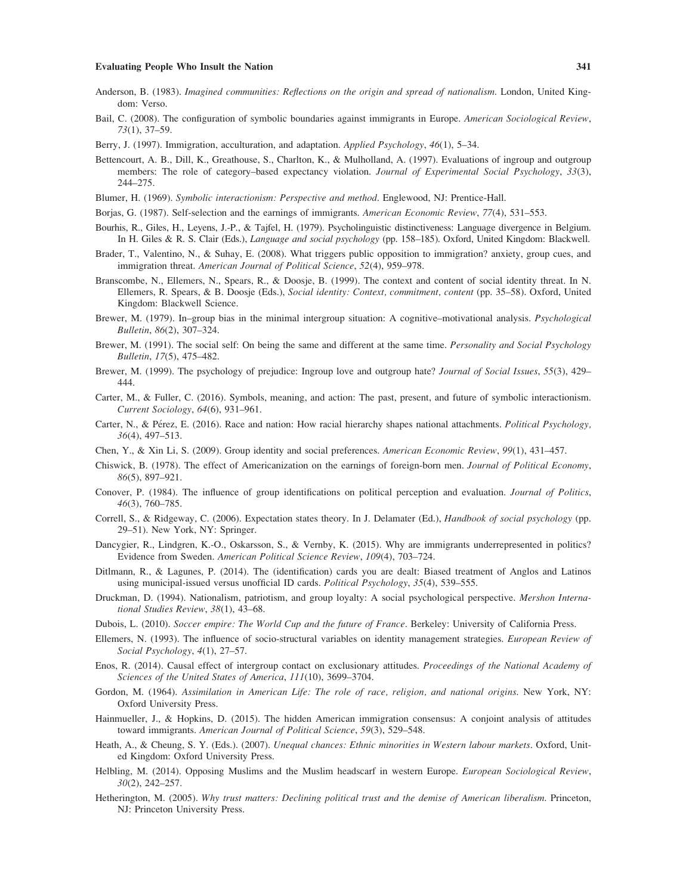Anderson, B. (1983). *Imagined communities: Reflections on the origin and spread of nationalism*. London, United Kingdom: Verso.

Bail, C. (2008). The configuration of symbolic boundaries against immigrants in Europe. *American Sociological Review*, *73*(1), 37–59.

Berry, J. (1997). Immigration, acculturation, and adaptation. *Applied Psychology*, *46*(1), 5–34.

Bettencourt, A. B., Dill, K., Greathouse, S., Charlton, K., & Mulholland, A. (1997). Evaluations of ingroup and outgroup members: The role of category–based expectancy violation. *Journal of Experimental Social Psychology*, *33*(3), 244–275.

Blumer, H. (1969). *Symbolic interactionism: Perspective and method*. Englewood, NJ: Prentice-Hall.

Borjas, G. (1987). Self-selection and the earnings of immigrants. *American Economic Review*, *77*(4), 531–553.

Bourhis, R., Giles, H., Leyens, J.-P., & Tajfel, H. (1979). Psycholinguistic distinctiveness: Language divergence in Belgium. In H. Giles & R. S. Clair (Eds.), *Language and social psychology* (pp. 158–185). Oxford, United Kingdom: Blackwell.

Brader, T., Valentino, N., & Suhay, E. (2008). What triggers public opposition to immigration? anxiety, group cues, and immigration threat. *American Journal of Political Science*, *52*(4), 959–978.

Branscombe, N., Ellemers, N., Spears, R., & Doosje, B. (1999). The context and content of social identity threat. In N. Ellemers, R. Spears, & B. Doosje (Eds.), *Social identity: Context, commitment, content* (pp. 35–58). Oxford, United Kingdom: Blackwell Science.

Brewer, M. (1979). In–group bias in the minimal intergroup situation: A cognitive–motivational analysis. *Psychological Bulletin*, *86*(2), 307–324.

Brewer, M. (1991). The social self: On being the same and different at the same time. *Personality and Social Psychology Bulletin*, *17*(5), 475–482.

Brewer, M. (1999). The psychology of prejudice: Ingroup love and outgroup hate? *Journal of Social Issues*, *55*(3), 429–444.

Carter, M., & Fuller, C. (2016). Symbols, meaning, and action: The past, present, and future of symbolic interactionism. *Current Sociology*, *64*(6), 931–961.

Carter, N., & Pérez, E. (2016). Race and nation: How racial hierarchy shapes national attachments. *Political Psychology*, *36*(4), 497–513.

Chen, Y., & Xin Li, S. (2009). Group identity and social preferences. *American Economic Review*, *99*(1), 431–457.

Chiswick, B. (1978). The effect of Americanization on the earnings of foreign-born men. *Journal of Political Economy*, *86*(5), 897–921.

Conover, P. (1984). The influence of group identifications on political perception and evaluation. *Journal of Politics*, *46*(3), 760–785.

Correll, S., & Ridgeway, C. (2006). Expectation states theory. In J. Delamater (Ed.), *Handbook of social psychology* (pp. 29–51). New York, NY: Springer.

Dancygier, R., Lindgren, K.-O., Oskarsson, S., & Vernby, K. (2015). Why are immigrants underrepresented in politics? Evidence from Sweden. *American Political Science Review*, *109*(4), 703–724.

Ditlmann, R., & Lagunes, P. (2014). The (identification) cards you are dealt: Biased treatment of Anglos and Latinos using municipal-issued versus unofficial ID cards. *Political Psychology*, *35*(4), 539–555.

Druckman, D. (1994). Nationalism, patriotism, and group loyalty: A social psychological perspective. *Mershon International Studies Review*, *38*(1), 43–68.

Dubois, L. (2010). *Soccer empire: The World Cup and the future of France*. Berkeley: University of California Press.

Ellemers, N. (1993). The influence of socio-structural variables on identity management strategies. *European Review of Social Psychology*, *4*(1), 27–57.

Enos, R. (2014). Causal effect of intergroup contact on exclusionary attitudes. *Proceedings of the National Academy of Sciences of the United States of America*, *111*(10), 3699–3704.

Gordon, M. (1964). *Assimilation in American Life: The role of race, religion, and national origins*. New York, NY: Oxford University Press.

Hainmueller, J., & Hopkins, D. (2015). The hidden American immigration consensus: A conjoint analysis of attitudes toward immigrants. *American Journal of Political Science*, *59*(3), 529–548.

Heath, A., & Cheung, S. Y. (Eds.). (2007). *Unequal chances: Ethnic minorities in Western labour markets*. Oxford, United Kingdom: Oxford University Press.

Helbling, M. (2014). Opposing Muslims and the Muslim headscarf in western Europe. *European Sociological Review*, *30*(2), 242–257.

Hetherington, M. (2005). *Why trust matters: Declining political trust and the demise of American liberalism*. Princeton, NJ: Princeton University Press.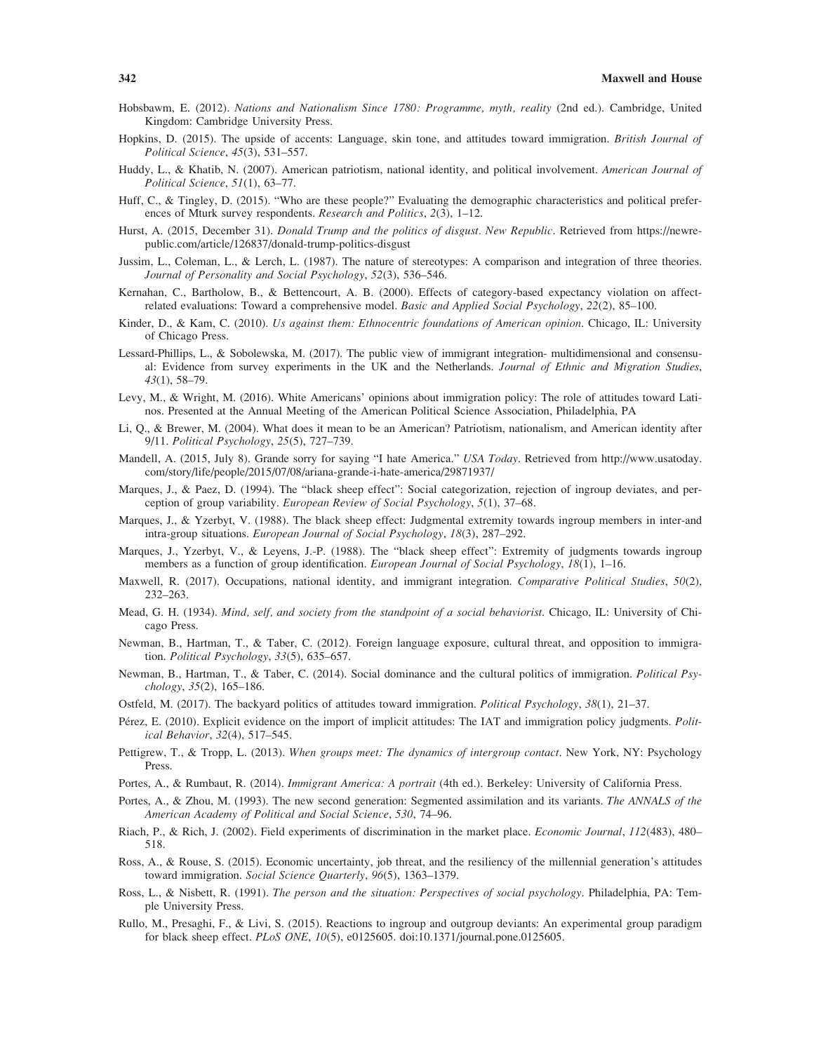Hobsbawm, E. (2012). *Nations and Nationalism Since 1780: Programme, myth, reality* (2nd ed.). Cambridge, United Kingdom: Cambridge University Press.

Hopkins, D. (2015). The upside of accents: Language, skin tone, and attitudes toward immigration. *British Journal of Political Science*, *45*(3), 531–557.

Huddy, L., & Khatib, N. (2007). American patriotism, national identity, and political involvement. *American Journal of Political Science*, *51*(1), 63–77.

Huff, C., & Tingley, D. (2015). "Who are these people?" Evaluating the demographic characteristics and political preferences of Mturk survey respondents. *Research and Politics*, *2*(3), 1–12.

Hurst, A. (2015, December 31). *Donald Trump and the politics of disgust*. *New Republic*. Retrieved from https://newrepublic.com/article/126837/donald-trump-politics-disgust

Jussim, L., Coleman, L., & Lerch, L. (1987). The nature of stereotypes: A comparison and integration of three theories. *Journal of Personality and Social Psychology*, *52*(3), 536–546.

Kernahan, C., Bartholow, B., & Bettencourt, A. B. (2000). Effects of category-based expectancy violation on affect-related evaluations: Toward a comprehensive model. *Basic and Applied Social Psychology*, *22*(2), 85–100.

Kinder, D., & Kam, C. (2010). *Us against them: Ethnocentric foundations of American opinion*. Chicago, IL: University of Chicago Press.

Lessard-Phillips, L., & Sobolewska, M. (2017). The public view of immigrant integration- multidimensional and consensual: Evidence from survey experiments in the UK and the Netherlands. *Journal of Ethnic and Migration Studies*, *43*(1), 58–79.

Levy, M., & Wright, M. (2016). White Americans' opinions about immigration policy: The role of attitudes toward Latinos. Presented at the Annual Meeting of the American Political Science Association, Philadelphia, PA

Li, Q., & Brewer, M. (2004). What does it mean to be an American? Patriotism, nationalism, and American identity after 9/11. *Political Psychology*, *25*(5), 727–739.

Mandell, A. (2015, July 8). Grande sorry for saying "I hate America." *USA Today*. Retrieved from http://www.usatoday.com/story/life/people/2015/07/08/ariana-grande-i-hate-america/29871937/

Marques, J., & Paez, D. (1994). The "black sheep effect": Social categorization, rejection of ingroup deviates, and perception of group variability. *European Review of Social Psychology*, *5*(1), 37–68.

Marques, J., & Yzerbyt, V. (1988). The black sheep effect: Judgmental extremity towards ingroup members in inter-and intra-group situations. *European Journal of Social Psychology*, *18*(3), 287–292.

Marques, J., Yzerbyt, V., & Leyens, J.-P. (1988). The "black sheep effect": Extremity of judgments towards ingroup members as a function of group identification. *European Journal of Social Psychology*, *18*(1), 1–16.

Maxwell, R. (2017). Occupations, national identity, and immigrant integration. *Comparative Political Studies*, *50*(2), 232–263.

Mead, G. H. (1934). *Mind, self, and society from the standpoint of a social behaviorist*. Chicago, IL: University of Chicago Press.

Newman, B., Hartman, T., & Taber, C. (2012). Foreign language exposure, cultural threat, and opposition to immigration. *Political Psychology*, *33*(5), 635–657.

Newman, B., Hartman, T., & Taber, C. (2014). Social dominance and the cultural politics of immigration. *Political Psychology*, *35*(2), 165–186.

Ostfeld, M. (2017). The backyard politics of attitudes toward immigration. *Political Psychology*, *38*(1), 21–37.

Pérez, E. (2010). Explicit evidence on the import of implicit attitudes: The IAT and immigration policy judgments. *Political Behavior*, *32*(4), 517–545.

Pettigrew, T., & Tropp, L. (2013). *When groups meet: The dynamics of intergroup contact*. New York, NY: Psychology Press.

Portes, A., & Rumbaut, R. (2014). *Immigrant America: A portrait* (4th ed.). Berkeley: University of California Press.

Portes, A., & Zhou, M. (1993). The new second generation: Segmented assimilation and its variants. *The ANNALS of the American Academy of Political and Social Science*, *530*, 74–96.

Riach, P., & Rich, J. (2002). Field experiments of discrimination in the market place. *Economic Journal*, *112*(483), 480–518.

Ross, A., & Rouse, S. (2015). Economic uncertainty, job threat, and the resiliency of the millennial generation's attitudes toward immigration. *Social Science Quarterly*, *96*(5), 1363–1379.

Ross, L., & Nisbett, R. (1991). *The person and the situation: Perspectives of social psychology*. Philadelphia, PA: Temple University Press.

Rullo, M., Presaghi, F., & Livi, S. (2015). Reactions to ingroup and outgroup deviants: An experimental group paradigm for black sheep effect. *PLoS ONE*, *10*(5), e0125605. doi:10.1371/journal.pone.0125605.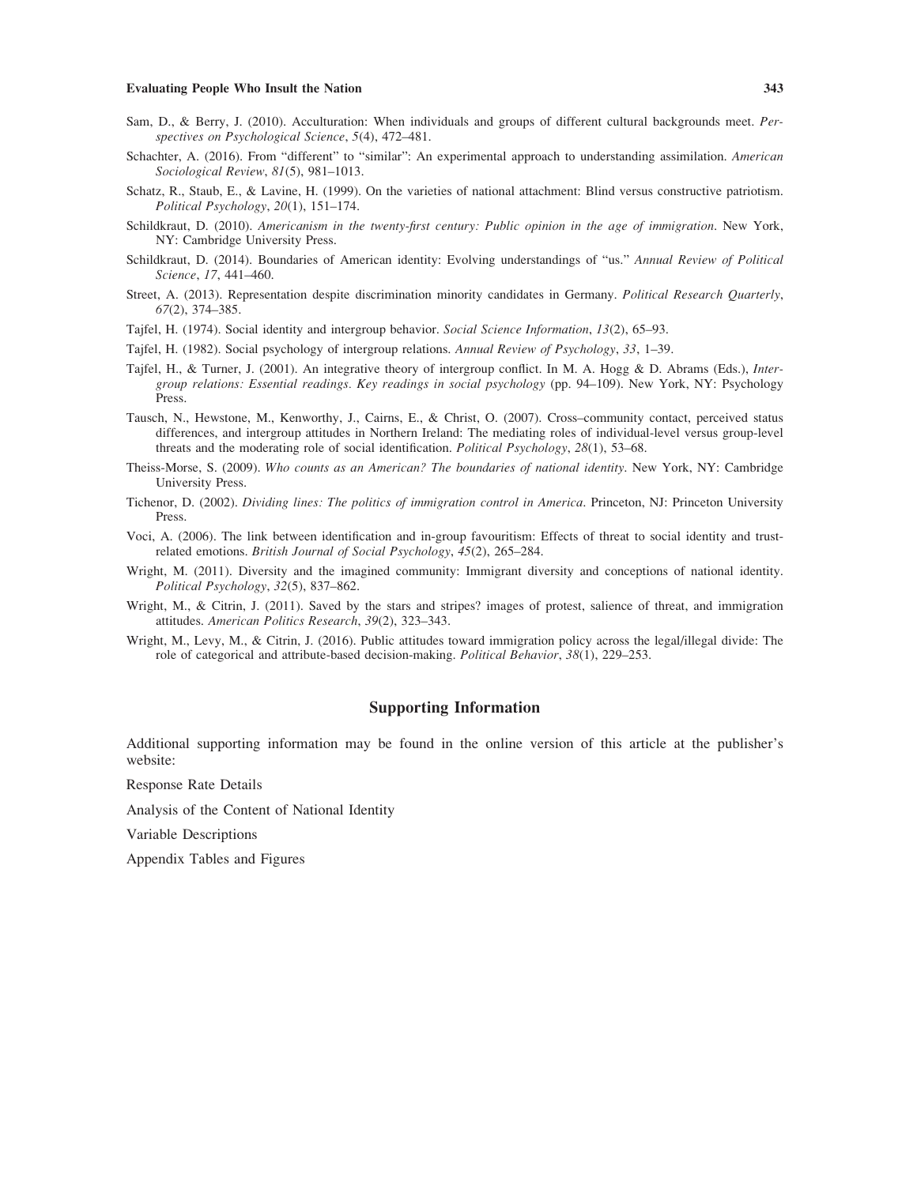Sam, D., & Berry, J. (2010). Acculturation: When individuals and groups of different cultural backgrounds meet. *Perspectives on Psychological Science*, *5*(4), 472–481.

Schachter, A. (2016). From "different" to "similar": An experimental approach to understanding assimilation. *American Sociological Review*, *81*(5), 981–1013.

Schatz, R., Staub, E., & Lavine, H. (1999). On the varieties of national attachment: Blind versus constructive patriotism. *Political Psychology*, *20*(1), 151–174.

Schildkraut, D. (2010). *Americanism in the twenty-first century: Public opinion in the age of immigration*. New York, NY: Cambridge University Press.

Schildkraut, D. (2014). Boundaries of American identity: Evolving understandings of "us." *Annual Review of Political Science*, *17*, 441–460.

Street, A. (2013). Representation despite discrimination minority candidates in Germany. *Political Research Quarterly*, *67*(2), 374–385.

Tajfel, H. (1974). Social identity and intergroup behavior. *Social Science Information*, *13*(2), 65–93.

Tajfel, H. (1982). Social psychology of intergroup relations. *Annual Review of Psychology*, *33*, 1–39.

Tajfel, H., & Turner, J. (2001). An integrative theory of intergroup conflict. In M. A. Hogg & D. Abrams (Eds.), *Intergroup relations: Essential readings. Key readings in social psychology* (pp. 94–109). New York, NY: Psychology Press.

Tausch, N., Hewstone, M., Kenworthy, J., Cairns, E., & Christ, O. (2007). Cross–community contact, perceived status differences, and intergroup attitudes in Northern Ireland: The mediating roles of individual-level versus group-level threats and the moderating role of social identification. *Political Psychology*, *28*(1), 53–68.

Theiss-Morse, S. (2009). *Who counts as an American? The boundaries of national identity*. New York, NY: Cambridge University Press.

Tichenor, D. (2002). *Dividing lines: The politics of immigration control in America*. Princeton, NJ: Princeton University Press.

Voci, A. (2006). The link between identification and in-group favouritism: Effects of threat to social identity and trust-related emotions. *British Journal of Social Psychology*, *45*(2), 265–284.

Wright, M. (2011). Diversity and the imagined community: Immigrant diversity and conceptions of national identity. *Political Psychology*, *32*(5), 837–862.

Wright, M., & Citrin, J. (2011). Saved by the stars and stripes? images of protest, salience of threat, and immigration attitudes. *American Politics Research*, *39*(2), 323–343.

Wright, M., Levy, M., & Citrin, J. (2016). Public attitudes toward immigration policy across the legal/illegal divide: The role of categorical and attribute-based decision-making. *Political Behavior*, *38*(1), 229–253.

## Supporting Information

Additional supporting information may be found in the online version of this article at the publisher's website:

Response Rate Details

Analysis of the Content of National Identity

Variable Descriptions

Appendix Tables and Figures